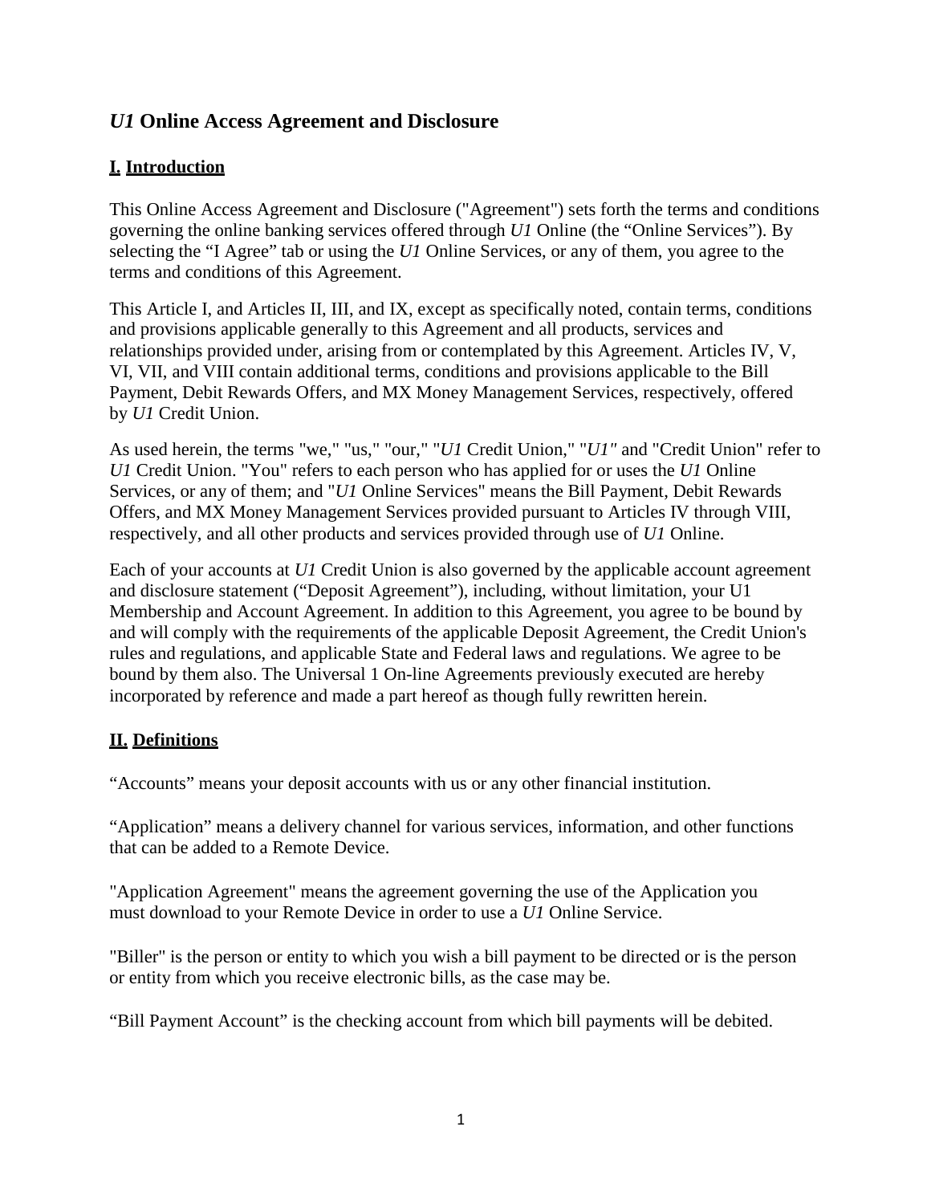## *U1* Online Access Agreement and Disclosure

### **I. Introduction**

This Online Access Agreement and Disclosure ("Agreement") sets forth the terms and conditions governing the online banking services offered through *U1* Online (the "Online Services"). By selecting the "I Agree" tab or using the *U1* Online Services, or any of them, you agree to the terms and conditions of this Agreement.

This Article I, and Articles II, III, and IX, except as specifically noted, contain terms, conditions and provisions applicable generally to this Agreement and all products, services and relationships provided under, arising from or contemplated by this Agreement. Articles IV, V, VI, VII, and VIII contain additional terms, conditions and provisions applicable to the Bill Payment, Debit Rewards Offers, and MX Money Management Services, respectively, offered by *U1* Credit Union.

As used herein, the terms "we," "us," "our," "*U1* Credit Union," "*U1"* and "Credit Union" refer to *U1* Credit Union. "You" refers to each person who has applied for or uses the *U1* Online Services, or any of them; and "*U1* Online Services" means the Bill Payment, Debit Rewards Offers, and MX Money Management Services provided pursuant to Articles IV through VIII, respectively, and all other products and services provided through use of *U1* Online.

Each of your accounts at *U1* Credit Union is also governed by the applicable account agreement and disclosure statement ("Deposit Agreement"), including, without limitation, your U1 Membership and Account Agreement. In addition to this Agreement, you agree to be bound by and will comply with the requirements of the applicable Deposit Agreement, the Credit Union's rules and regulations, and applicable State and Federal laws and regulations. We agree to be bound by them also. The Universal 1 On-line Agreements previously executed are hereby incorporated by reference and made a part hereof as though fully rewritten herein.

### **II. Definitions**

"Accounts" means your deposit accounts with us or any other financial institution.

"Application" means a delivery channel for various services, information, and other functions that can be added to a Remote Device.

"Application Agreement" means the agreement governing the use of the Application you must download to your Remote Device in order to use a *U1* Online Service.

"Biller" is the person or entity to which you wish a bill payment to be directed or is the person or entity from which you receive electronic bills, as the case may be.

"Bill Payment Account" is the checking account from which bill payments will be debited.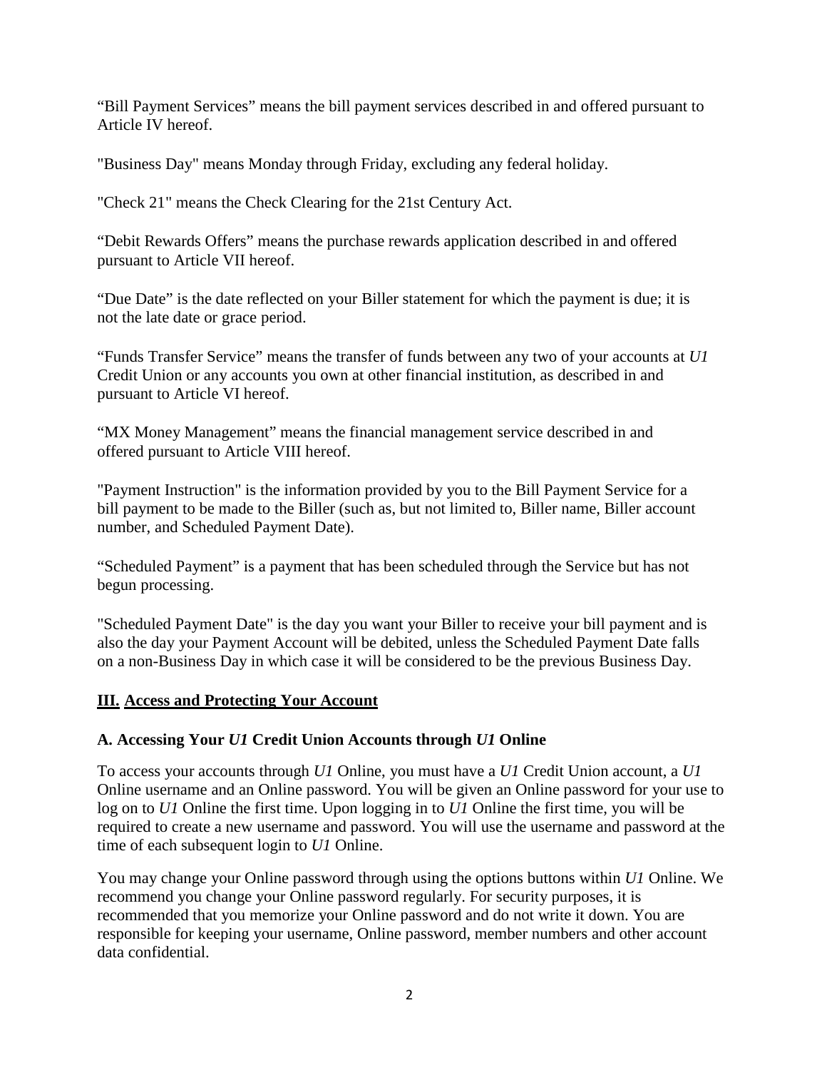“Bill Payment Services” means the bill payment services described in and offered pursuant to Article IV hereof.

"Business Day" means Monday through Friday, excluding any federal holiday.

"Check 21" means the Check Clearing for the 21st Century Act.

“Debit Rewards Offers” means the purchase rewards application described in and offered pursuant to Article VII hereof.

“Due Date” is the date reflected on your Biller statement for which the payment is due; it is not the late date or grace period.

“Funds Transfer Service” means the transfer of funds between any two of your accounts at *U1* Credit Union or any accounts you own at other financial institution, as described in and pursuant to Article VI hereof.

“MX Money Management” means the financial management service described in and offered pursuant to Article VIII hereof.

"Payment Instruction" is the information provided by you to the Bill Payment Service for a bill payment to be made to the Biller (such as, but not limited to, Biller name, Biller account number, and Scheduled Payment Date).

“Scheduled Payment” is a payment that has been scheduled through the Service but has not begun processing.

"Scheduled Payment Date" is the day you want your Biller to receive your bill payment and is also the day your Payment Account will be debited, unless the Scheduled Payment Date falls on a non-Business Day in which case it will be considered to be the previous Business Day.

## **III. Access and Protecting Your Account**

### A. Accessing Your *U1* Credit Union Accounts through *U1* Online

To access your accounts through *U1* Online, you must have a *U1* Credit Union account, a *U1* Online username and an Online password. You will be given an Online password for your use to log on to *U1* Online the first time. Upon logging in to *U1* Online the first time, you will be required to create a new username and password. You will use the username and password at the time of each subsequent login to *U1* Online.

You may change your Online password through using the options buttons within *U1* Online. We recommend you change your Online password regularly. For security purposes, it is recommended that you memorize your Online password and do not write it down. You are responsible for keeping your username, Online password, member numbers and other account data confidential.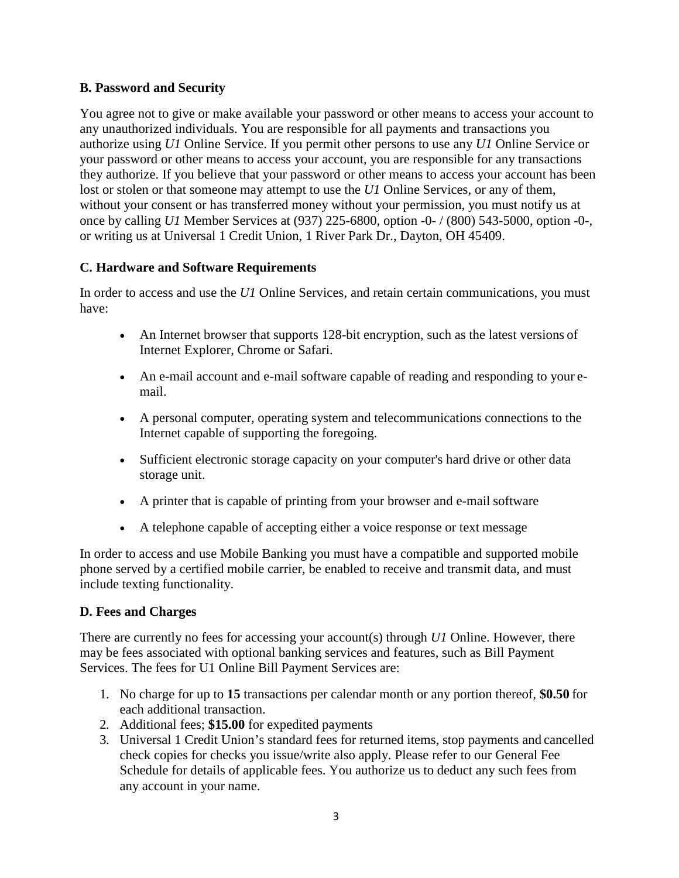### B. Password and Security

You agree not to give or make available your password or other means to access your account to any unauthorized individuals. You are responsible for all payments and transactions you authorize using *U1* Online Service. If you permit other persons to use any *U1* Online Service or your password or other means to access your account, you are responsible for any transactions they authorize. If you believe that your password or other means to access your account has been lost or stolen or that someone may attempt to use the *U1* Online Services, or any of them, without your consent or has transferred money without your permission, you must notify us at once by calling *U1* Member Services at (937) 225-6800, option -0- / (800) 543-5000, option -0-, or writing us at Universal 1 Credit Union, 1 River Park Dr., Dayton, OH 45409.

### C. Hardware and Software Requirements

In order to access and use the *U1* Online Services, and retain certain communications, you must have:

- An Internet browser that supports 128-bit encryption, such as the latest versions of Internet Explorer, Chrome or Safari.
- An e-mail account and e-mail software capable of reading and responding to your e-mail.
- A personal computer, operating system and telecommunications connections to the Internet capable of supporting the foregoing.
- Sufficient electronic storage capacity on your computer's hard drive or other data storage unit.
- A printer that is capable of printing from your browser and e-mail software
- A telephone capable of accepting either a voice response or text message

In order to access and use Mobile Banking you must have a compatible and supported mobile phone served by a certified mobile carrier, be enabled to receive and transmit data, and must include texting functionality.

### D. Fees and Charges

There are currently no fees for accessing your account(s) through *U1* Online. However, there may be fees associated with optional banking services and features, such as Bill Payment Services. The fees for U1 Online Bill Payment Services are:

1. No charge for up to **15** transactions per calendar month or any portion thereof, **$0.50** for each additional transaction.
2. Additional fees; **$15.00** for expedited payments
3. Universal 1 Credit Union's standard fees for returned items, stop payments and cancelled check copies for checks you issue/write also apply. Please refer to our General Fee Schedule for details of applicable fees. You authorize us to deduct any such fees from any account in your name.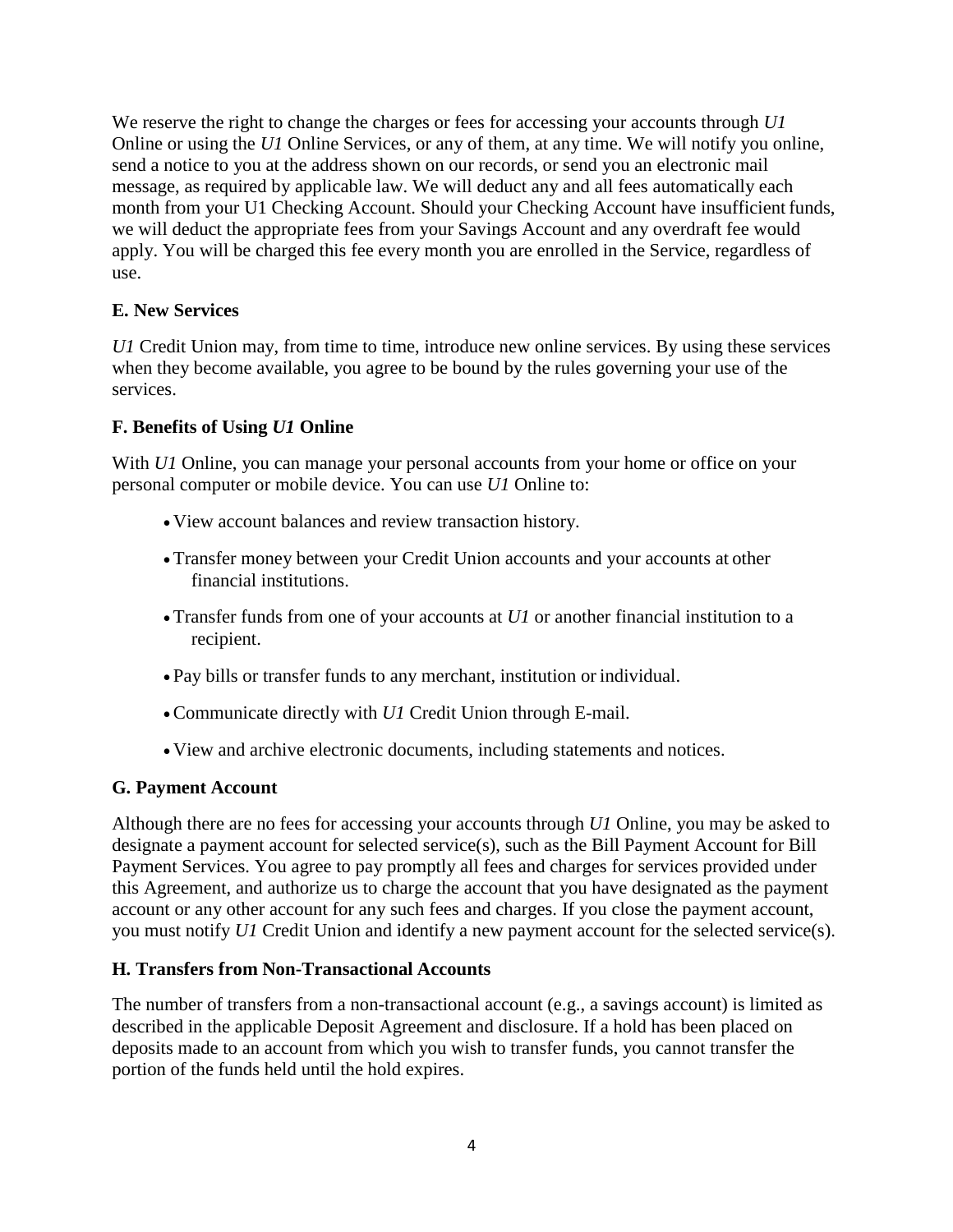We reserve the right to change the charges or fees for accessing your accounts through *U1* Online or using the *U1* Online Services, or any of them, at any time. We will notify you online, send a notice to you at the address shown on our records, or send you an electronic mail message, as required by applicable law. We will deduct any and all fees automatically each month from your U1 Checking Account. Should your Checking Account have insufficient funds, we will deduct the appropriate fees from your Savings Account and any overdraft fee would apply. You will be charged this fee every month you are enrolled in the Service, regardless of use.

**E. New Services**

*U1* Credit Union may, from time to time, introduce new online services. By using these services when they become available, you agree to be bound by the rules governing your use of the services.

**F. Benefits of Using *U1* Online**

With *U1* Online, you can manage your personal accounts from your home or office on your personal computer or mobile device. You can use *U1* Online to:

- View account balances and review transaction history.
- Transfer money between your Credit Union accounts and your accounts at other financial institutions.
- Transfer funds from one of your accounts at *U1* or another financial institution to a recipient.
- Pay bills or transfer funds to any merchant, institution or individual.
- Communicate directly with *U1* Credit Union through E-mail.
- View and archive electronic documents, including statements and notices.

**G. Payment Account**

Although there are no fees for accessing your accounts through *U1* Online, you may be asked to designate a payment account for selected service(s), such as the Bill Payment Account for Bill Payment Services. You agree to pay promptly all fees and charges for services provided under this Agreement, and authorize us to charge the account that you have designated as the payment account or any other account for any such fees and charges. If you close the payment account, you must notify *U1* Credit Union and identify a new payment account for the selected service(s).

**H. Transfers from Non-Transactional Accounts**

The number of transfers from a non-transactional account (e.g., a savings account) is limited as described in the applicable Deposit Agreement and disclosure. If a hold has been placed on deposits made to an account from which you wish to transfer funds, you cannot transfer the portion of the funds held until the hold expires.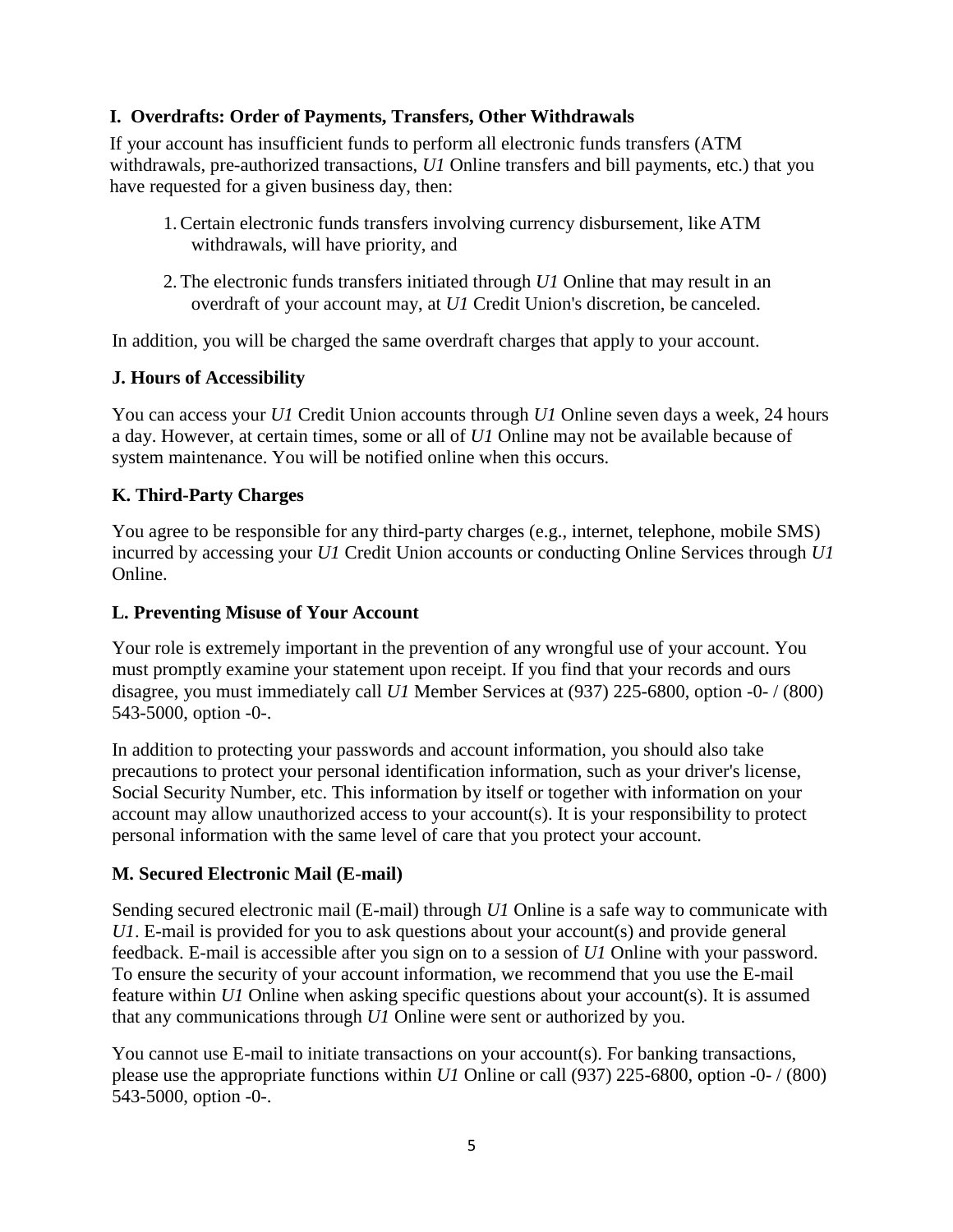### I. Overdrafts: Order of Payments, Transfers, Other Withdrawals

If your account has insufficient funds to perform all electronic funds transfers (ATM withdrawals, pre-authorized transactions, *U1* Online transfers and bill payments, etc.) that you have requested for a given business day, then:

1. Certain electronic funds transfers involving currency disbursement, like ATM withdrawals, will have priority, and
2. The electronic funds transfers initiated through *U1* Online that may result in an overdraft of your account may, at *U1* Credit Union's discretion, be canceled.

In addition, you will be charged the same overdraft charges that apply to your account.

### J. Hours of Accessibility

You can access your *U1* Credit Union accounts through *U1* Online seven days a week, 24 hours a day. However, at certain times, some or all of *U1* Online may not be available because of system maintenance. You will be notified online when this occurs.

### K. Third-Party Charges

You agree to be responsible for any third-party charges (e.g., internet, telephone, mobile SMS) incurred by accessing your *U1* Credit Union accounts or conducting Online Services through *U1* Online.

### L. Preventing Misuse of Your Account

Your role is extremely important in the prevention of any wrongful use of your account. You must promptly examine your statement upon receipt. If you find that your records and ours disagree, you must immediately call *U1* Member Services at (937) 225-6800, option -0- / (800) 543-5000, option -0-.

In addition to protecting your passwords and account information, you should also take precautions to protect your personal identification information, such as your driver's license, Social Security Number, etc. This information by itself or together with information on your account may allow unauthorized access to your account(s). It is your responsibility to protect personal information with the same level of care that you protect your account.

### M. Secured Electronic Mail (E-mail)

Sending secured electronic mail (E-mail) through *U1* Online is a safe way to communicate with *U1*. E-mail is provided for you to ask questions about your account(s) and provide general feedback. E-mail is accessible after you sign on to a session of *U1* Online with your password. To ensure the security of your account information, we recommend that you use the E-mail feature within *U1* Online when asking specific questions about your account(s). It is assumed that any communications through *U1* Online were sent or authorized by you.

You cannot use E-mail to initiate transactions on your account(s). For banking transactions, please use the appropriate functions within *U1* Online or call (937) 225-6800, option -0- / (800) 543-5000, option -0-.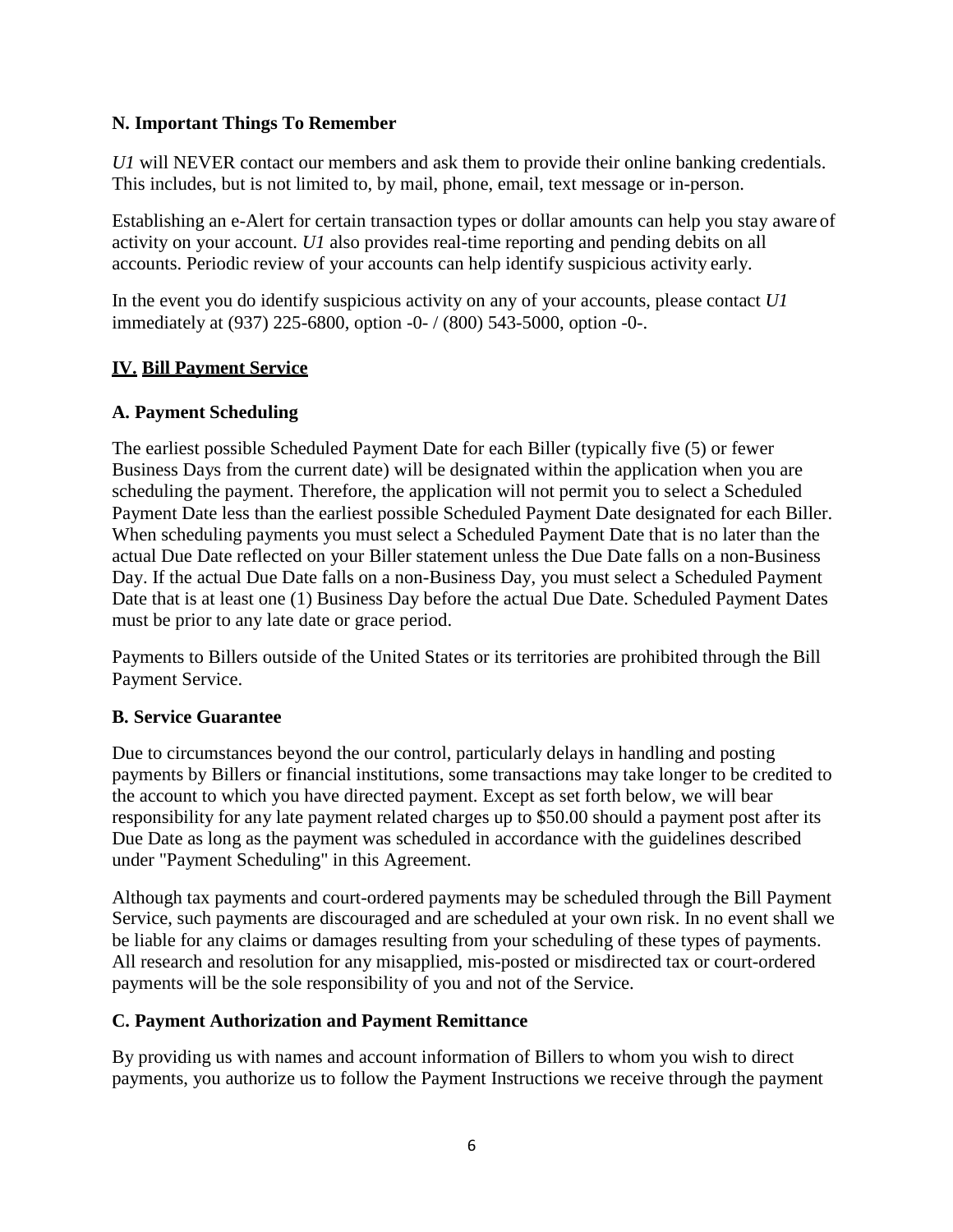### N. Important Things To Remember

*U1* will NEVER contact our members and ask them to provide their online banking credentials. This includes, but is not limited to, by mail, phone, email, text message or in-person.

Establishing an e-Alert for certain transaction types or dollar amounts can help you stay aware of activity on your account. *U1* also provides real-time reporting and pending debits on all accounts. Periodic review of your accounts can help identify suspicious activity early.

In the event you do identify suspicious activity on any of your accounts, please contact *U1* immediately at (937) 225-6800, option -0- / (800) 543-5000, option -0-.

## <u>IV. Bill Payment Service</u>

### A. Payment Scheduling

The earliest possible Scheduled Payment Date for each Biller (typically five (5) or fewer Business Days from the current date) will be designated within the application when you are scheduling the payment. Therefore, the application will not permit you to select a Scheduled Payment Date less than the earliest possible Scheduled Payment Date designated for each Biller. When scheduling payments you must select a Scheduled Payment Date that is no later than the actual Due Date reflected on your Biller statement unless the Due Date falls on a non-Business Day. If the actual Due Date falls on a non-Business Day, you must select a Scheduled Payment Date that is at least one (1) Business Day before the actual Due Date. Scheduled Payment Dates must be prior to any late date or grace period.

Payments to Billers outside of the United States or its territories are prohibited through the Bill Payment Service.

### B. Service Guarantee

Due to circumstances beyond the our control, particularly delays in handling and posting payments by Billers or financial institutions, some transactions may take longer to be credited to the account to which you have directed payment. Except as set forth below, we will bear responsibility for any late payment related charges up to $50.00 should a payment post after its Due Date as long as the payment was scheduled in accordance with the guidelines described under "Payment Scheduling" in this Agreement.

Although tax payments and court-ordered payments may be scheduled through the Bill Payment Service, such payments are discouraged and are scheduled at your own risk. In no event shall we be liable for any claims or damages resulting from your scheduling of these types of payments. All research and resolution for any misapplied, mis-posted or misdirected tax or court-ordered payments will be the sole responsibility of you and not of the Service.

### C. Payment Authorization and Payment Remittance

By providing us with names and account information of Billers to whom you wish to direct payments, you authorize us to follow the Payment Instructions we receive through the payment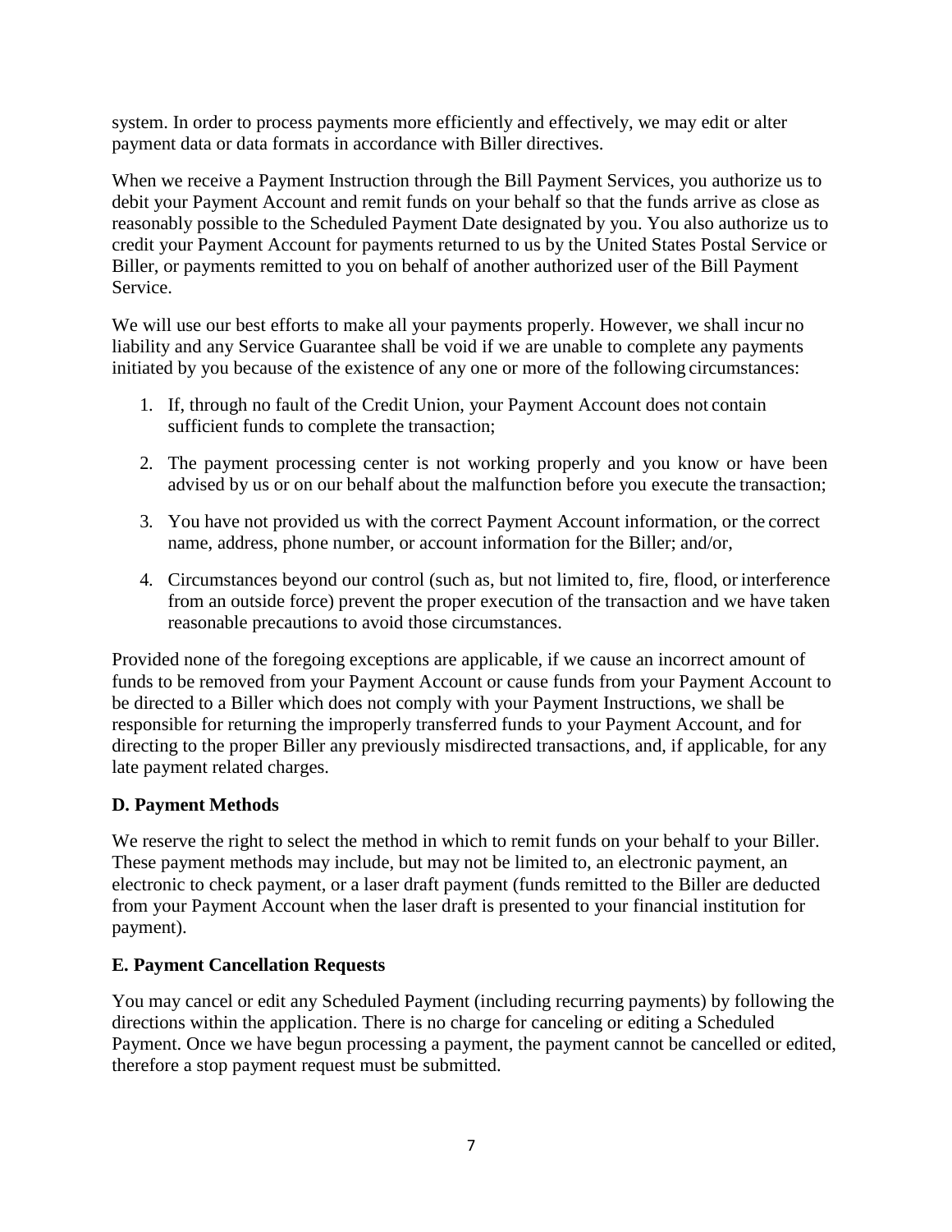system. In order to process payments more efficiently and effectively, we may edit or alter payment data or data formats in accordance with Biller directives.

When we receive a Payment Instruction through the Bill Payment Services, you authorize us to debit your Payment Account and remit funds on your behalf so that the funds arrive as close as reasonably possible to the Scheduled Payment Date designated by you. You also authorize us to credit your Payment Account for payments returned to us by the United States Postal Service or Biller, or payments remitted to you on behalf of another authorized user of the Bill Payment Service.

We will use our best efforts to make all your payments properly. However, we shall incur no liability and any Service Guarantee shall be void if we are unable to complete any payments initiated by you because of the existence of any one or more of the following circumstances:

1. If, through no fault of the Credit Union, your Payment Account does not contain sufficient funds to complete the transaction;
2. The payment processing center is not working properly and you know or have been advised by us or on our behalf about the malfunction before you execute the transaction;
3. You have not provided us with the correct Payment Account information, or the correct name, address, phone number, or account information for the Biller; and/or,
4. Circumstances beyond our control (such as, but not limited to, fire, flood, or interference from an outside force) prevent the proper execution of the transaction and we have taken reasonable precautions to avoid those circumstances.

Provided none of the foregoing exceptions are applicable, if we cause an incorrect amount of funds to be removed from your Payment Account or cause funds from your Payment Account to be directed to a Biller which does not comply with your Payment Instructions, we shall be responsible for returning the improperly transferred funds to your Payment Account, and for directing to the proper Biller any previously misdirected transactions, and, if applicable, for any late payment related charges.

### D. Payment Methods

We reserve the right to select the method in which to remit funds on your behalf to your Biller. These payment methods may include, but may not be limited to, an electronic payment, an electronic to check payment, or a laser draft payment (funds remitted to the Biller are deducted from your Payment Account when the laser draft is presented to your financial institution for payment).

### E. Payment Cancellation Requests

You may cancel or edit any Scheduled Payment (including recurring payments) by following the directions within the application. There is no charge for canceling or editing a Scheduled Payment. Once we have begun processing a payment, the payment cannot be cancelled or edited, therefore a stop payment request must be submitted.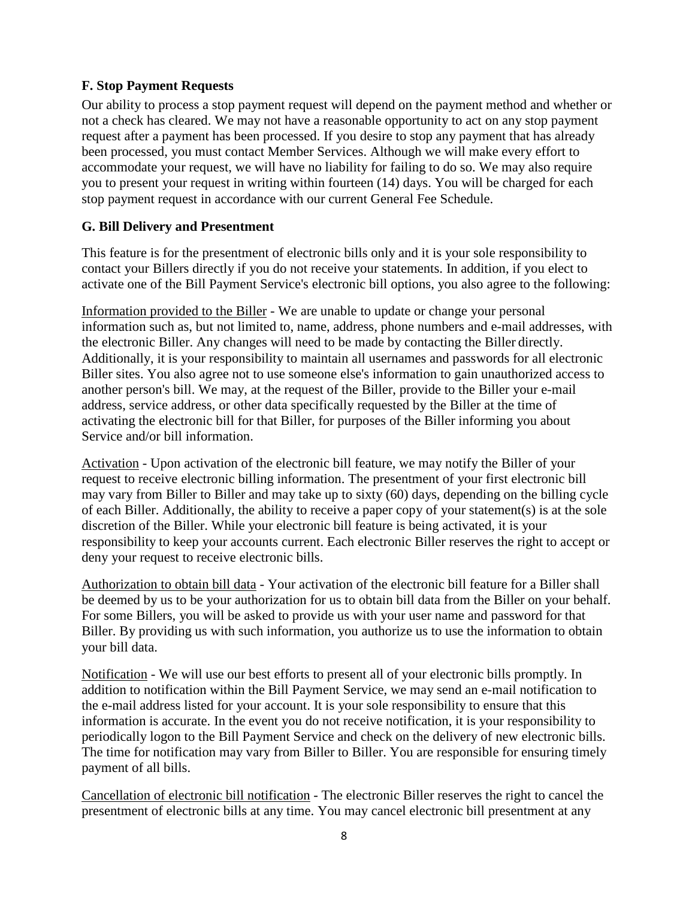### F. Stop Payment Requests

Our ability to process a stop payment request will depend on the payment method and whether or not a check has cleared. We may not have a reasonable opportunity to act on any stop payment request after a payment has been processed. If you desire to stop any payment that has already been processed, you must contact Member Services. Although we will make every effort to accommodate your request, we will have no liability for failing to do so. We may also require you to present your request in writing within fourteen (14) days. You will be charged for each stop payment request in accordance with our current General Fee Schedule.

### G. Bill Delivery and Presentment

This feature is for the presentment of electronic bills only and it is your sole responsibility to contact your Billers directly if you do not receive your statements. In addition, if you elect to activate one of the Bill Payment Service's electronic bill options, you also agree to the following:

Information provided to the Biller - We are unable to update or change your personal information such as, but not limited to, name, address, phone numbers and e-mail addresses, with the electronic Biller. Any changes will need to be made by contacting the Biller directly. Additionally, it is your responsibility to maintain all usernames and passwords for all electronic Biller sites. You also agree not to use someone else's information to gain unauthorized access to another person's bill. We may, at the request of the Biller, provide to the Biller your e-mail address, service address, or other data specifically requested by the Biller at the time of activating the electronic bill for that Biller, for purposes of the Biller informing you about Service and/or bill information.

Activation - Upon activation of the electronic bill feature, we may notify the Biller of your request to receive electronic billing information. The presentment of your first electronic bill may vary from Biller to Biller and may take up to sixty (60) days, depending on the billing cycle of each Biller. Additionally, the ability to receive a paper copy of your statement(s) is at the sole discretion of the Biller. While your electronic bill feature is being activated, it is your responsibility to keep your accounts current. Each electronic Biller reserves the right to accept or deny your request to receive electronic bills.

Authorization to obtain bill data - Your activation of the electronic bill feature for a Biller shall be deemed by us to be your authorization for us to obtain bill data from the Biller on your behalf. For some Billers, you will be asked to provide us with your user name and password for that Biller. By providing us with such information, you authorize us to use the information to obtain your bill data.

Notification - We will use our best efforts to present all of your electronic bills promptly. In addition to notification within the Bill Payment Service, we may send an e-mail notification to the e-mail address listed for your account. It is your sole responsibility to ensure that this information is accurate. In the event you do not receive notification, it is your responsibility to periodically logon to the Bill Payment Service and check on the delivery of new electronic bills. The time for notification may vary from Biller to Biller. You are responsible for ensuring timely payment of all bills.

Cancellation of electronic bill notification - The electronic Biller reserves the right to cancel the presentment of electronic bills at any time. You may cancel electronic bill presentment at any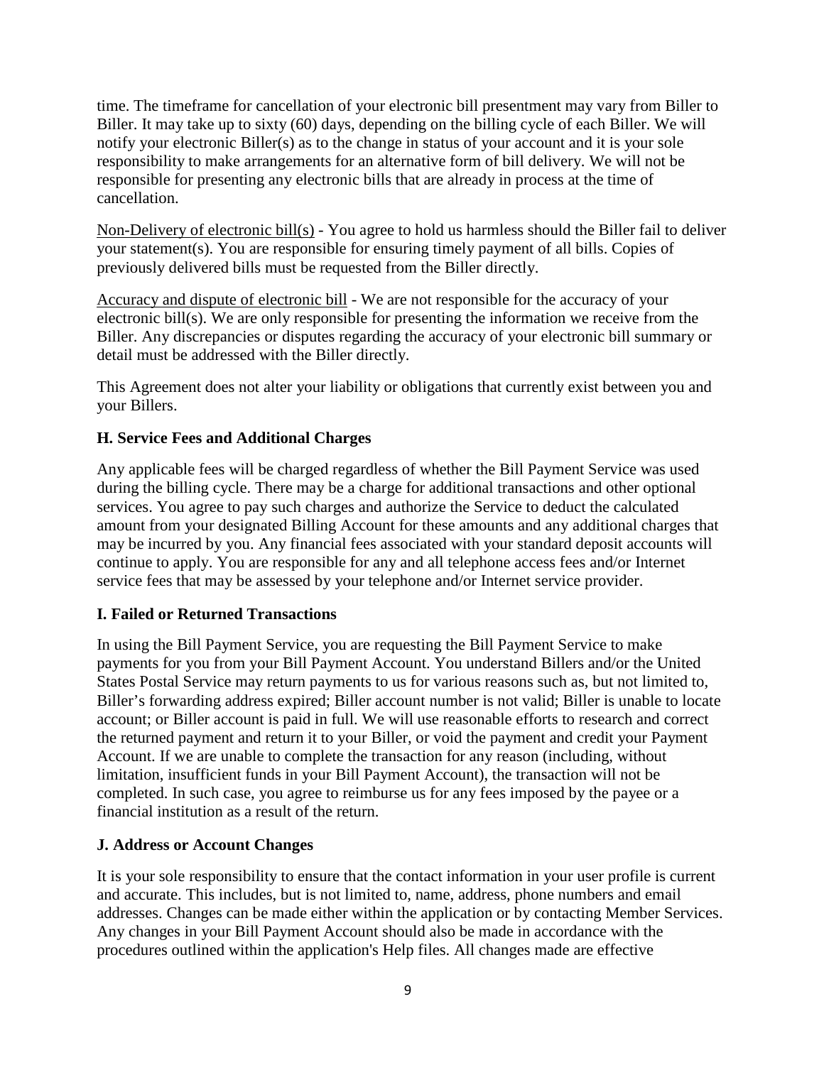time. The timeframe for cancellation of your electronic bill presentment may vary from Biller to Biller. It may take up to sixty (60) days, depending on the billing cycle of each Biller. We will notify your electronic Biller(s) as to the change in status of your account and it is your sole responsibility to make arrangements for an alternative form of bill delivery. We will not be responsible for presenting any electronic bills that are already in process at the time of cancellation.

Non-Delivery of electronic bill(s) - You agree to hold us harmless should the Biller fail to deliver your statement(s). You are responsible for ensuring timely payment of all bills. Copies of previously delivered bills must be requested from the Biller directly.

Accuracy and dispute of electronic bill - We are not responsible for the accuracy of your electronic bill(s). We are only responsible for presenting the information we receive from the Biller. Any discrepancies or disputes regarding the accuracy of your electronic bill summary or detail must be addressed with the Biller directly.

This Agreement does not alter your liability or obligations that currently exist between you and your Billers.

**H. Service Fees and Additional Charges**

Any applicable fees will be charged regardless of whether the Bill Payment Service was used during the billing cycle. There may be a charge for additional transactions and other optional services. You agree to pay such charges and authorize the Service to deduct the calculated amount from your designated Billing Account for these amounts and any additional charges that may be incurred by you. Any financial fees associated with your standard deposit accounts will continue to apply. You are responsible for any and all telephone access fees and/or Internet service fees that may be assessed by your telephone and/or Internet service provider.

**I. Failed or Returned Transactions**

In using the Bill Payment Service, you are requesting the Bill Payment Service to make payments for you from your Bill Payment Account. You understand Billers and/or the United States Postal Service may return payments to us for various reasons such as, but not limited to, Biller's forwarding address expired; Biller account number is not valid; Biller is unable to locate account; or Biller account is paid in full. We will use reasonable efforts to research and correct the returned payment and return it to your Biller, or void the payment and credit your Payment Account. If we are unable to complete the transaction for any reason (including, without limitation, insufficient funds in your Bill Payment Account), the transaction will not be completed. In such case, you agree to reimburse us for any fees imposed by the payee or a financial institution as a result of the return.

**J. Address or Account Changes**

It is your sole responsibility to ensure that the contact information in your user profile is current and accurate. This includes, but is not limited to, name, address, phone numbers and email addresses. Changes can be made either within the application or by contacting Member Services. Any changes in your Bill Payment Account should also be made in accordance with the procedures outlined within the application's Help files. All changes made are effective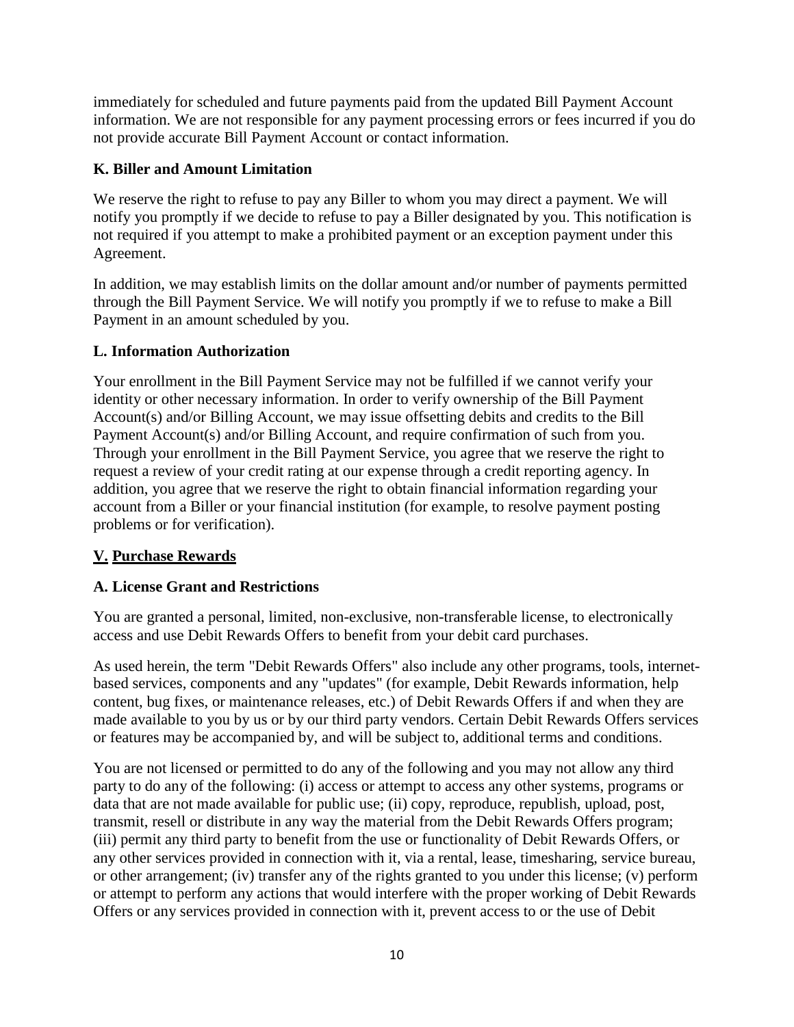immediately for scheduled and future payments paid from the updated Bill Payment Account information. We are not responsible for any payment processing errors or fees incurred if you do not provide accurate Bill Payment Account or contact information.

### K. Biller and Amount Limitation

We reserve the right to refuse to pay any Biller to whom you may direct a payment. We will notify you promptly if we decide to refuse to pay a Biller designated by you. This notification is not required if you attempt to make a prohibited payment or an exception payment under this Agreement.

In addition, we may establish limits on the dollar amount and/or number of payments permitted through the Bill Payment Service. We will notify you promptly if we to refuse to make a Bill Payment in an amount scheduled by you.

### L. Information Authorization

Your enrollment in the Bill Payment Service may not be fulfilled if we cannot verify your identity or other necessary information. In order to verify ownership of the Bill Payment Account(s) and/or Billing Account, we may issue offsetting debits and credits to the Bill Payment Account(s) and/or Billing Account, and require confirmation of such from you. Through your enrollment in the Bill Payment Service, you agree that we reserve the right to request a review of your credit rating at our expense through a credit reporting agency. In addition, you agree that we reserve the right to obtain financial information regarding your account from a Biller or your financial institution (for example, to resolve payment posting problems or for verification).

## V. Purchase Rewards

### A. License Grant and Restrictions

You are granted a personal, limited, non-exclusive, non-transferable license, to electronically access and use Debit Rewards Offers to benefit from your debit card purchases.

As used herein, the term "Debit Rewards Offers" also include any other programs, tools, internet-based services, components and any "updates" (for example, Debit Rewards information, help content, bug fixes, or maintenance releases, etc.) of Debit Rewards Offers if and when they are made available to you by us or by our third party vendors. Certain Debit Rewards Offers services or features may be accompanied by, and will be subject to, additional terms and conditions.

You are not licensed or permitted to do any of the following and you may not allow any third party to do any of the following: (i) access or attempt to access any other systems, programs or data that are not made available for public use; (ii) copy, reproduce, republish, upload, post, transmit, resell or distribute in any way the material from the Debit Rewards Offers program; (iii) permit any third party to benefit from the use or functionality of Debit Rewards Offers, or any other services provided in connection with it, via a rental, lease, timesharing, service bureau, or other arrangement; (iv) transfer any of the rights granted to you under this license; (v) perform or attempt to perform any actions that would interfere with the proper working of Debit Rewards Offers or any services provided in connection with it, prevent access to or the use of Debit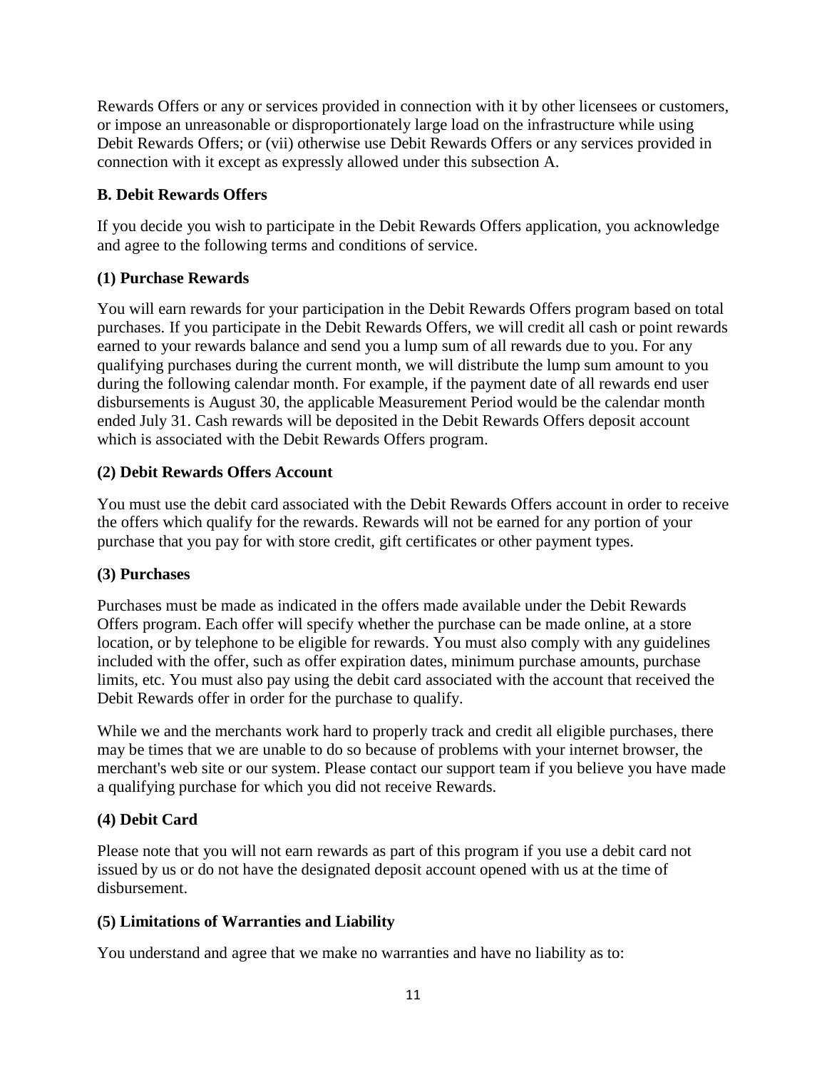Rewards Offers or any or services provided in connection with it by other licensees or customers, or impose an unreasonable or disproportionately large load on the infrastructure while using Debit Rewards Offers; or (vii) otherwise use Debit Rewards Offers or any services provided in connection with it except as expressly allowed under this subsection A.

### B. Debit Rewards Offers

If you decide you wish to participate in the Debit Rewards Offers application, you acknowledge and agree to the following terms and conditions of service.

#### (1) Purchase Rewards

You will earn rewards for your participation in the Debit Rewards Offers program based on total purchases. If you participate in the Debit Rewards Offers, we will credit all cash or point rewards earned to your rewards balance and send you a lump sum of all rewards due to you. For any qualifying purchases during the current month, we will distribute the lump sum amount to you during the following calendar month. For example, if the payment date of all rewards end user disbursements is August 30, the applicable Measurement Period would be the calendar month ended July 31. Cash rewards will be deposited in the Debit Rewards Offers deposit account which is associated with the Debit Rewards Offers program.

#### (2) Debit Rewards Offers Account

You must use the debit card associated with the Debit Rewards Offers account in order to receive the offers which qualify for the rewards. Rewards will not be earned for any portion of your purchase that you pay for with store credit, gift certificates or other payment types.

#### (3) Purchases

Purchases must be made as indicated in the offers made available under the Debit Rewards Offers program. Each offer will specify whether the purchase can be made online, at a store location, or by telephone to be eligible for rewards. You must also comply with any guidelines included with the offer, such as offer expiration dates, minimum purchase amounts, purchase limits, etc. You must also pay using the debit card associated with the account that received the Debit Rewards offer in order for the purchase to qualify.

While we and the merchants work hard to properly track and credit all eligible purchases, there may be times that we are unable to do so because of problems with your internet browser, the merchant's web site or our system. Please contact our support team if you believe you have made a qualifying purchase for which you did not receive Rewards.

#### (4) Debit Card

Please note that you will not earn rewards as part of this program if you use a debit card not issued by us or do not have the designated deposit account opened with us at the time of disbursement.

#### (5) Limitations of Warranties and Liability

You understand and agree that we make no warranties and have no liability as to: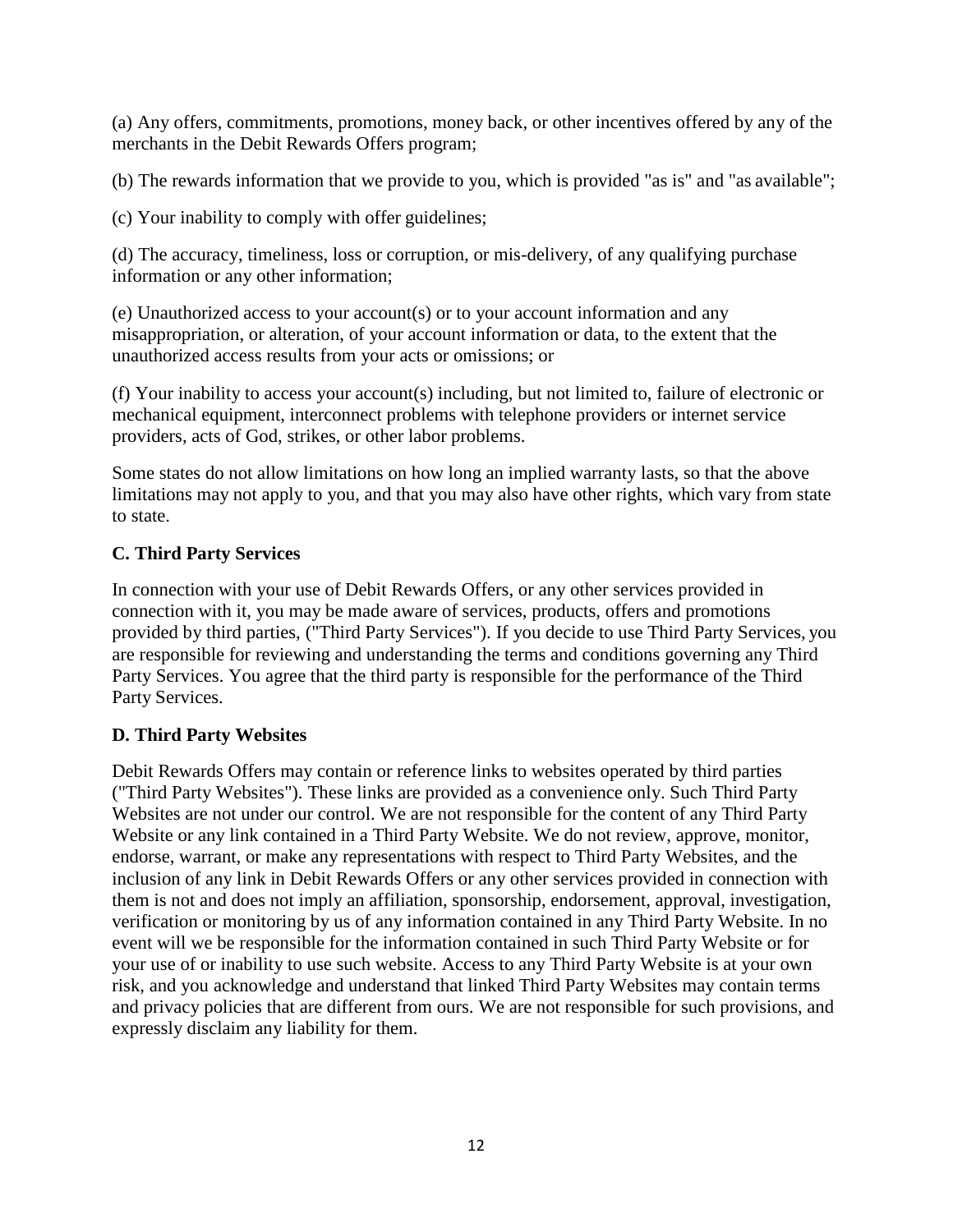(a) Any offers, commitments, promotions, money back, or other incentives offered by any of the merchants in the Debit Rewards Offers program;

(b) The rewards information that we provide to you, which is provided "as is" and "as available";

(c) Your inability to comply with offer guidelines;

(d) The accuracy, timeliness, loss or corruption, or mis-delivery, of any qualifying purchase information or any other information;

(e) Unauthorized access to your account(s) or to your account information and any misappropriation, or alteration, of your account information or data, to the extent that the unauthorized access results from your acts or omissions; or

(f) Your inability to access your account(s) including, but not limited to, failure of electronic or mechanical equipment, interconnect problems with telephone providers or internet service providers, acts of God, strikes, or other labor problems.

Some states do not allow limitations on how long an implied warranty lasts, so that the above limitations may not apply to you, and that you may also have other rights, which vary from state to state.

### C. Third Party Services

In connection with your use of Debit Rewards Offers, or any other services provided in connection with it, you may be made aware of services, products, offers and promotions provided by third parties, ("Third Party Services"). If you decide to use Third Party Services, you are responsible for reviewing and understanding the terms and conditions governing any Third Party Services. You agree that the third party is responsible for the performance of the Third Party Services.

### D. Third Party Websites

Debit Rewards Offers may contain or reference links to websites operated by third parties ("Third Party Websites"). These links are provided as a convenience only. Such Third Party Websites are not under our control. We are not responsible for the content of any Third Party Website or any link contained in a Third Party Website. We do not review, approve, monitor, endorse, warrant, or make any representations with respect to Third Party Websites, and the inclusion of any link in Debit Rewards Offers or any other services provided in connection with them is not and does not imply an affiliation, sponsorship, endorsement, approval, investigation, verification or monitoring by us of any information contained in any Third Party Website. In no event will we be responsible for the information contained in such Third Party Website or for your use of or inability to use such website. Access to any Third Party Website is at your own risk, and you acknowledge and understand that linked Third Party Websites may contain terms and privacy policies that are different from ours. We are not responsible for such provisions, and expressly disclaim any liability for them.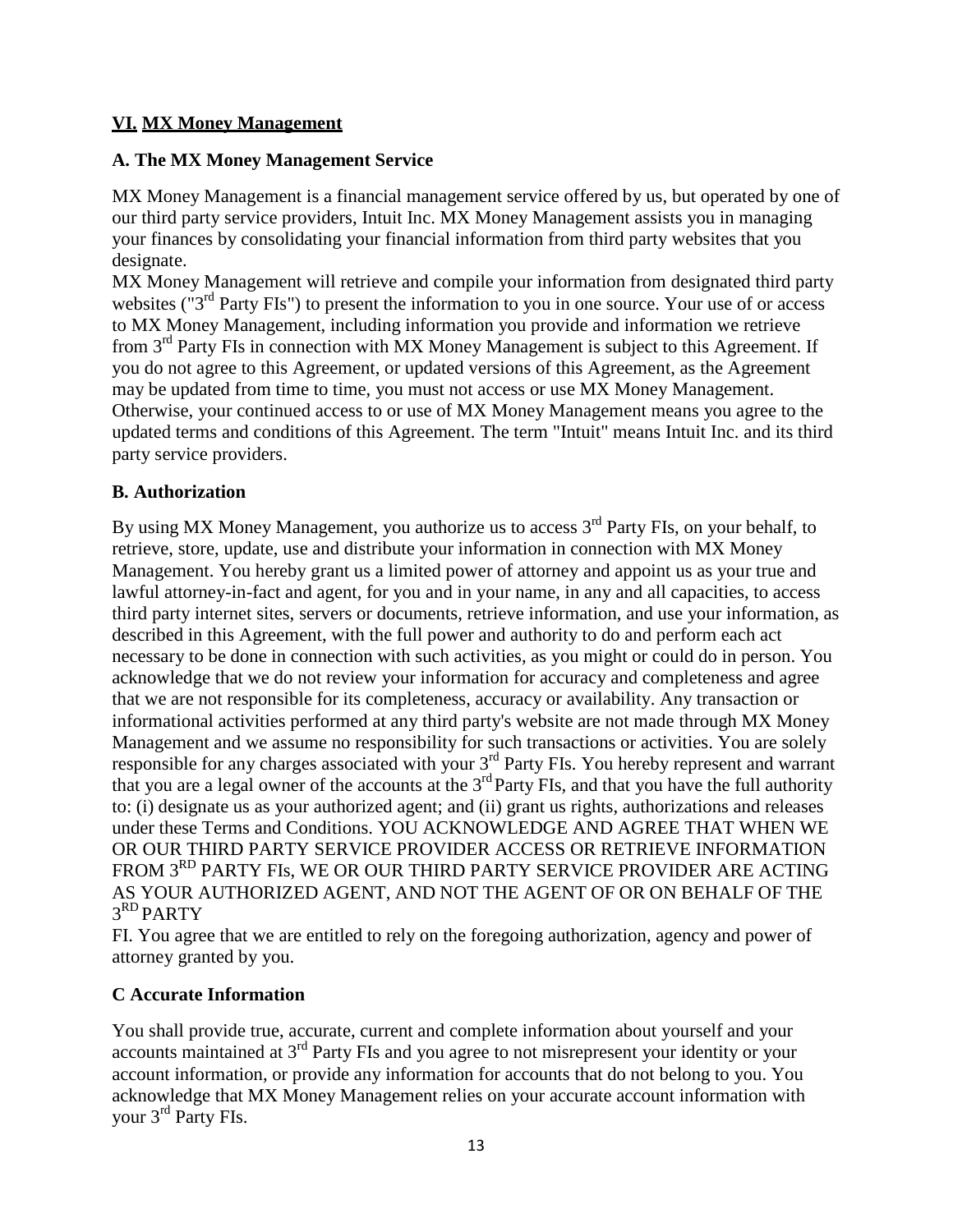## **VI. MX Money Management**

### A. The MX Money Management Service

MX Money Management is a financial management service offered by us, but operated by one of our third party service providers, Intuit Inc. MX Money Management assists you in managing your finances by consolidating your financial information from third party websites that you designate.

MX Money Management will retrieve and compile your information from designated third party websites ("3rd Party FIs") to present the information to you in one source. Your use of or access to MX Money Management, including information you provide and information we retrieve from 3rd Party FIs in connection with MX Money Management is subject to this Agreement. If you do not agree to this Agreement, or updated versions of this Agreement, as the Agreement may be updated from time to time, you must not access or use MX Money Management. Otherwise, your continued access to or use of MX Money Management means you agree to the updated terms and conditions of this Agreement. The term "Intuit" means Intuit Inc. and its third party service providers.

### B. Authorization

By using MX Money Management, you authorize us to access 3rd Party FIs, on your behalf, to retrieve, store, update, use and distribute your information in connection with MX Money Management. You hereby grant us a limited power of attorney and appoint us as your true and lawful attorney-in-fact and agent, for you and in your name, in any and all capacities, to access third party internet sites, servers or documents, retrieve information, and use your information, as described in this Agreement, with the full power and authority to do and perform each act necessary to be done in connection with such activities, as you might or could do in person. You acknowledge that we do not review your information for accuracy and completeness and agree that we are not responsible for its completeness, accuracy or availability. Any transaction or informational activities performed at any third party's website are not made through MX Money Management and we assume no responsibility for such transactions or activities. You are solely responsible for any charges associated with your 3rd Party FIs. You hereby represent and warrant that you are a legal owner of the accounts at the 3rd Party FIs, and that you have the full authority to: (i) designate us as your authorized agent; and (ii) grant us rights, authorizations and releases under these Terms and Conditions. YOU ACKNOWLEDGE AND AGREE THAT WHEN WE OR OUR THIRD PARTY SERVICE PROVIDER ACCESS OR RETRIEVE INFORMATION FROM 3RD PARTY FIs, WE OR OUR THIRD PARTY SERVICE PROVIDER ARE ACTING AS YOUR AUTHORIZED AGENT, AND NOT THE AGENT OF OR ON BEHALF OF THE 3RD PARTY FI. You agree that we are entitled to rely on the foregoing authorization, agency and power of attorney granted by you.

### C Accurate Information

You shall provide true, accurate, current and complete information about yourself and your accounts maintained at 3rd Party FIs and you agree to not misrepresent your identity or your account information, or provide any information for accounts that do not belong to you. You acknowledge that MX Money Management relies on your accurate account information with your 3rd Party FIs.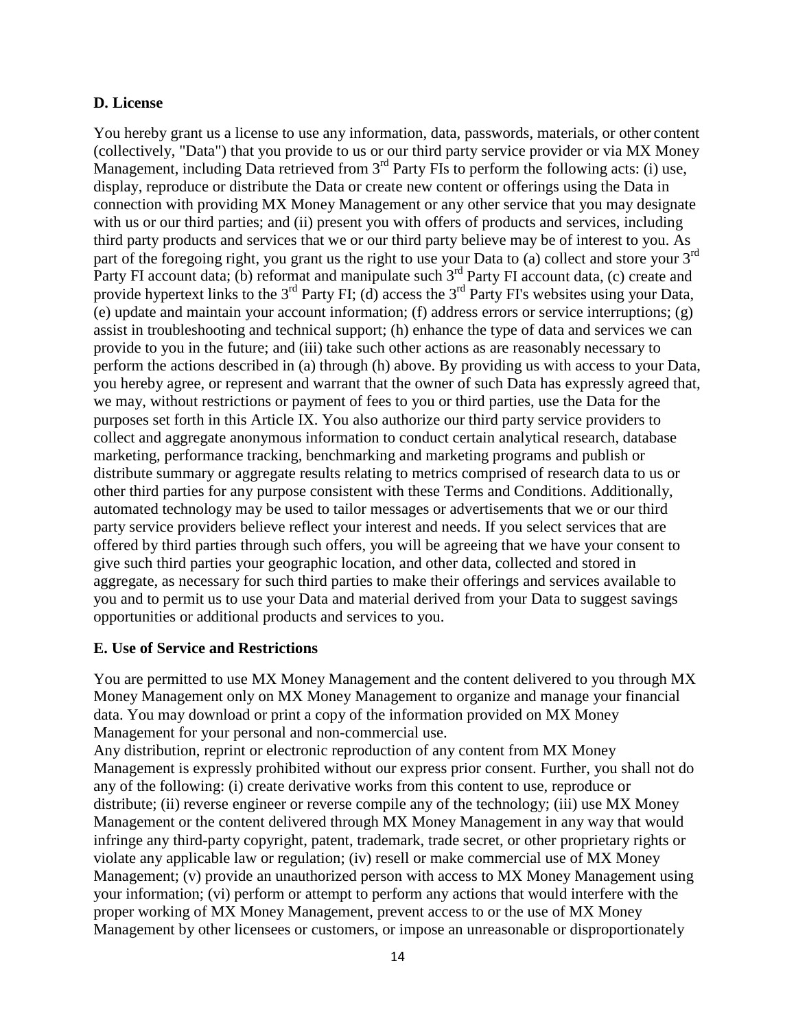**D. License**

You hereby grant us a license to use any information, data, passwords, materials, or other content (collectively, "Data") that you provide to us or our third party service provider or via MX Money Management, including Data retrieved from 3rd Party FIs to perform the following acts: (i) use, display, reproduce or distribute the Data or create new content or offerings using the Data in connection with providing MX Money Management or any other service that you may designate with us or our third parties; and (ii) present you with offers of products and services, including third party products and services that we or our third party believe may be of interest to you. As part of the foregoing right, you grant us the right to use your Data to (a) collect and store your 3rd Party FI account data; (b) reformat and manipulate such 3rd Party FI account data, (c) create and provide hypertext links to the 3rd Party FI; (d) access the 3rd Party FI's websites using your Data, (e) update and maintain your account information; (f) address errors or service interruptions; (g) assist in troubleshooting and technical support; (h) enhance the type of data and services we can provide to you in the future; and (iii) take such other actions as are reasonably necessary to perform the actions described in (a) through (h) above. By providing us with access to your Data, you hereby agree, or represent and warrant that the owner of such Data has expressly agreed that, we may, without restrictions or payment of fees to you or third parties, use the Data for the purposes set forth in this Article IX. You also authorize our third party service providers to collect and aggregate anonymous information to conduct certain analytical research, database marketing, performance tracking, benchmarking and marketing programs and publish or distribute summary or aggregate results relating to metrics comprised of research data to us or other third parties for any purpose consistent with these Terms and Conditions. Additionally, automated technology may be used to tailor messages or advertisements that we or our third party service providers believe reflect your interest and needs. If you select services that are offered by third parties through such offers, you will be agreeing that we have your consent to give such third parties your geographic location, and other data, collected and stored in aggregate, as necessary for such third parties to make their offerings and services available to you and to permit us to use your Data and material derived from your Data to suggest savings opportunities or additional products and services to you.

**E. Use of Service and Restrictions**

You are permitted to use MX Money Management and the content delivered to you through MX Money Management only on MX Money Management to organize and manage your financial data. You may download or print a copy of the information provided on MX Money Management for your personal and non-commercial use.

Any distribution, reprint or electronic reproduction of any content from MX Money Management is expressly prohibited without our express prior consent. Further, you shall not do any of the following: (i) create derivative works from this content to use, reproduce or distribute; (ii) reverse engineer or reverse compile any of the technology; (iii) use MX Money Management or the content delivered through MX Money Management in any way that would infringe any third-party copyright, patent, trademark, trade secret, or other proprietary rights or violate any applicable law or regulation; (iv) resell or make commercial use of MX Money Management; (v) provide an unauthorized person with access to MX Money Management using your information; (vi) perform or attempt to perform any actions that would interfere with the proper working of MX Money Management, prevent access to or the use of MX Money Management by other licensees or customers, or impose an unreasonable or disproportionately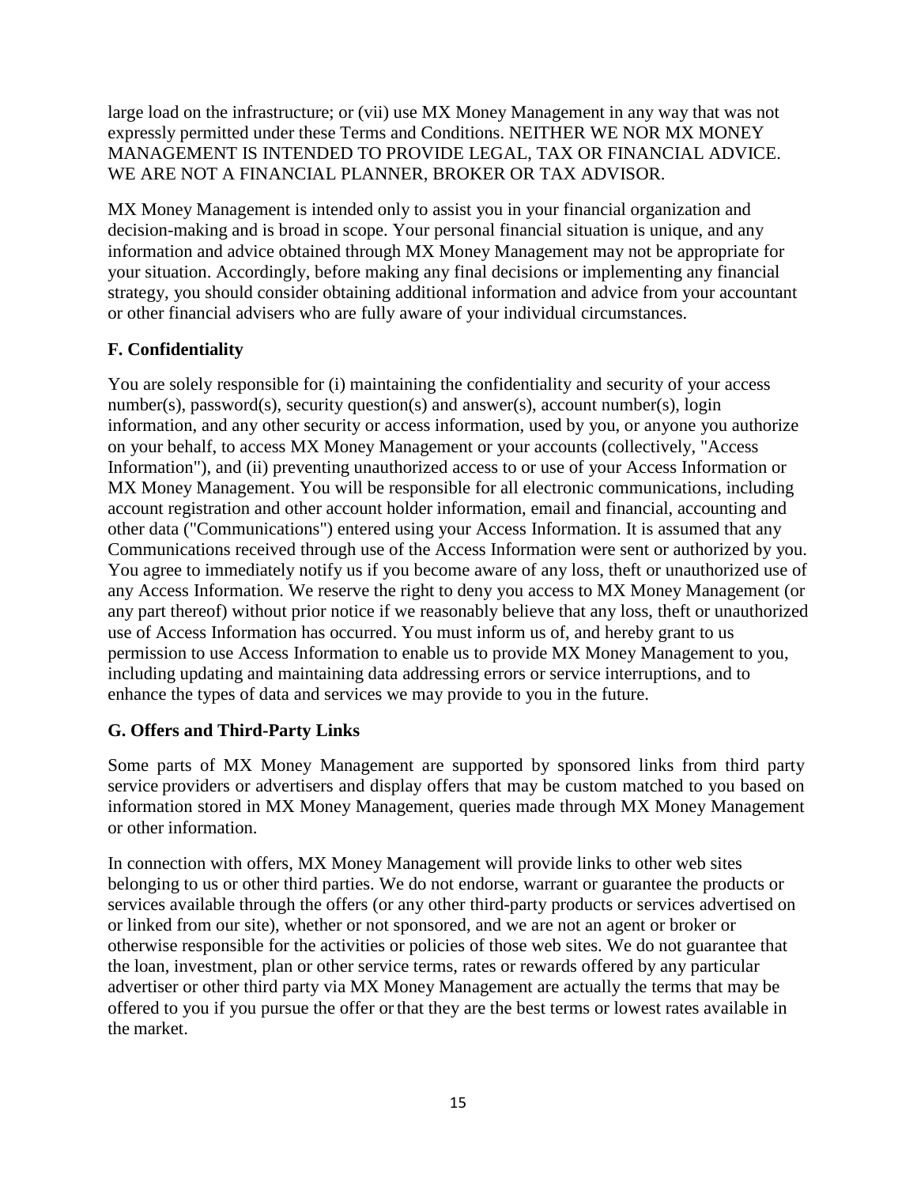large load on the infrastructure; or (vii) use MX Money Management in any way that was not expressly permitted under these Terms and Conditions. NEITHER WE NOR MX MONEY MANAGEMENT IS INTENDED TO PROVIDE LEGAL, TAX OR FINANCIAL ADVICE. WE ARE NOT A FINANCIAL PLANNER, BROKER OR TAX ADVISOR.

MX Money Management is intended only to assist you in your financial organization and decision-making and is broad in scope. Your personal financial situation is unique, and any information and advice obtained through MX Money Management may not be appropriate for your situation. Accordingly, before making any final decisions or implementing any financial strategy, you should consider obtaining additional information and advice from your accountant or other financial advisers who are fully aware of your individual circumstances.

**F. Confidentiality**

You are solely responsible for (i) maintaining the confidentiality and security of your access number(s), password(s), security question(s) and answer(s), account number(s), login information, and any other security or access information, used by you, or anyone you authorize on your behalf, to access MX Money Management or your accounts (collectively, "Access Information"), and (ii) preventing unauthorized access to or use of your Access Information or MX Money Management. You will be responsible for all electronic communications, including account registration and other account holder information, email and financial, accounting and other data ("Communications") entered using your Access Information. It is assumed that any Communications received through use of the Access Information were sent or authorized by you. You agree to immediately notify us if you become aware of any loss, theft or unauthorized use of any Access Information. We reserve the right to deny you access to MX Money Management (or any part thereof) without prior notice if we reasonably believe that any loss, theft or unauthorized use of Access Information has occurred. You must inform us of, and hereby grant to us permission to use Access Information to enable us to provide MX Money Management to you, including updating and maintaining data addressing errors or service interruptions, and to enhance the types of data and services we may provide to you in the future.

**G. Offers and Third-Party Links**

Some parts of MX Money Management are supported by sponsored links from third party service providers or advertisers and display offers that may be custom matched to you based on information stored in MX Money Management, queries made through MX Money Management or other information.

In connection with offers, MX Money Management will provide links to other web sites belonging to us or other third parties. We do not endorse, warrant or guarantee the products or services available through the offers (or any other third-party products or services advertised on or linked from our site), whether or not sponsored, and we are not an agent or broker or otherwise responsible for the activities or policies of those web sites. We do not guarantee that the loan, investment, plan or other service terms, rates or rewards offered by any particular advertiser or other third party via MX Money Management are actually the terms that may be offered to you if you pursue the offer or that they are the best terms or lowest rates available in the market.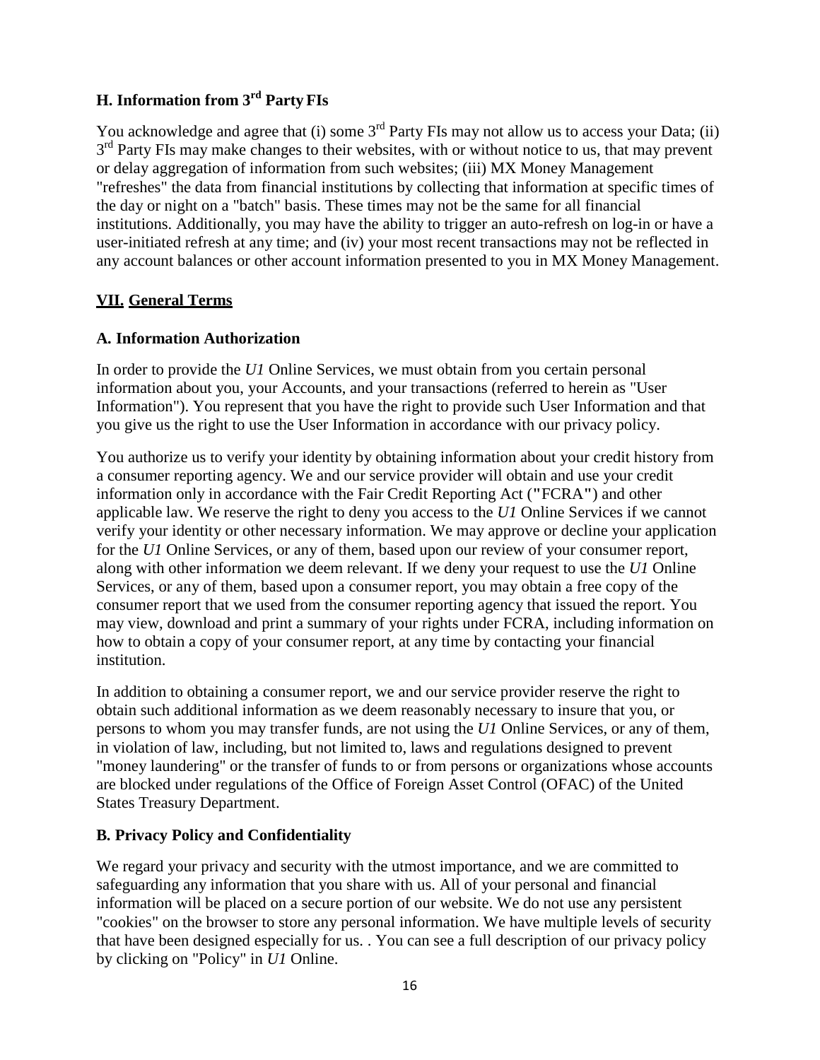### H. Information from 3rd Party FIs

You acknowledge and agree that (i) some 3rd Party FIs may not allow us to access your Data; (ii) 3rd Party FIs may make changes to their websites, with or without notice to us, that may prevent or delay aggregation of information from such websites; (iii) MX Money Management "refreshes" the data from financial institutions by collecting that information at specific times of the day or night on a "batch" basis. These times may not be the same for all financial institutions. Additionally, you may have the ability to trigger an auto-refresh on log-in or have a user-initiated refresh at any time; and (iv) your most recent transactions may not be reflected in any account balances or other account information presented to you in MX Money Management.

## VII. General Terms

### A. Information Authorization

In order to provide the *U1* Online Services, we must obtain from you certain personal information about you, your Accounts, and your transactions (referred to herein as "User Information"). You represent that you have the right to provide such User Information and that you give us the right to use the User Information in accordance with our privacy policy.

You authorize us to verify your identity by obtaining information about your credit history from a consumer reporting agency. We and our service provider will obtain and use your credit information only in accordance with the Fair Credit Reporting Act ("FCRA") and other applicable law. We reserve the right to deny you access to the *U1* Online Services if we cannot verify your identity or other necessary information. We may approve or decline your application for the *U1* Online Services, or any of them, based upon our review of your consumer report, along with other information we deem relevant. If we deny your request to use the *U1* Online Services, or any of them, based upon a consumer report, you may obtain a free copy of the consumer report that we used from the consumer reporting agency that issued the report. You may view, download and print a summary of your rights under FCRA, including information on how to obtain a copy of your consumer report, at any time by contacting your financial institution.

In addition to obtaining a consumer report, we and our service provider reserve the right to obtain such additional information as we deem reasonably necessary to insure that you, or persons to whom you may transfer funds, are not using the *U1* Online Services, or any of them, in violation of law, including, but not limited to, laws and regulations designed to prevent "money laundering" or the transfer of funds to or from persons or organizations whose accounts are blocked under regulations of the Office of Foreign Asset Control (OFAC) of the United States Treasury Department.

### B. Privacy Policy and Confidentiality

We regard your privacy and security with the utmost importance, and we are committed to safeguarding any information that you share with us. All of your personal and financial information will be placed on a secure portion of our website. We do not use any persistent "cookies" on the browser to store any personal information. We have multiple levels of security that have been designed especially for us. . You can see a full description of our privacy policy by clicking on "Policy" in *U1* Online.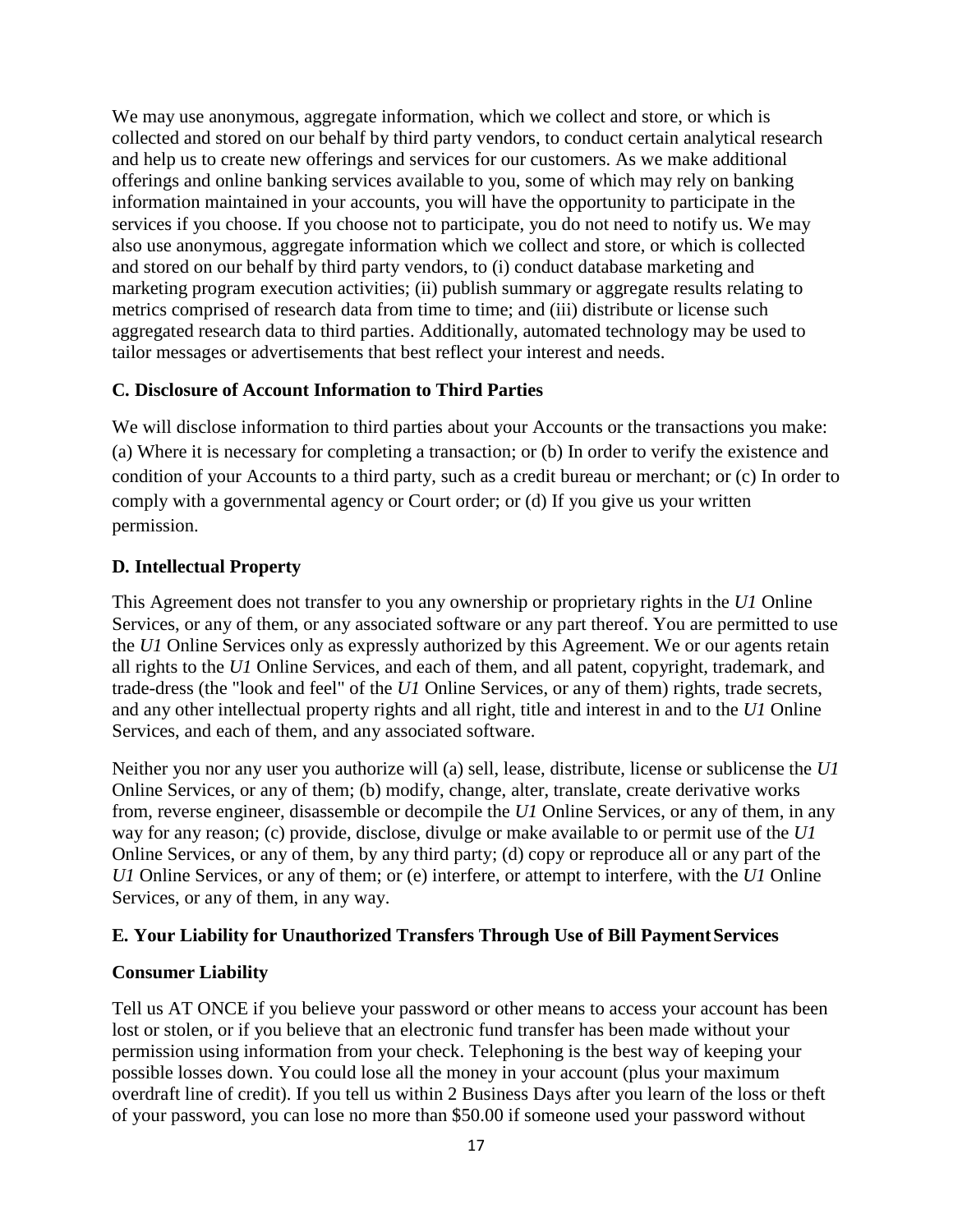We may use anonymous, aggregate information, which we collect and store, or which is collected and stored on our behalf by third party vendors, to conduct certain analytical research and help us to create new offerings and services for our customers. As we make additional offerings and online banking services available to you, some of which may rely on banking information maintained in your accounts, you will have the opportunity to participate in the services if you choose. If you choose not to participate, you do not need to notify us. We may also use anonymous, aggregate information which we collect and store, or which is collected and stored on our behalf by third party vendors, to (i) conduct database marketing and marketing program execution activities; (ii) publish summary or aggregate results relating to metrics comprised of research data from time to time; and (iii) distribute or license such aggregated research data to third parties. Additionally, automated technology may be used to tailor messages or advertisements that best reflect your interest and needs.

**C. Disclosure of Account Information to Third Parties**

We will disclose information to third parties about your Accounts or the transactions you make: (a) Where it is necessary for completing a transaction; or (b) In order to verify the existence and condition of your Accounts to a third party, such as a credit bureau or merchant; or (c) In order to comply with a governmental agency or Court order; or (d) If you give us your written permission.

**D. Intellectual Property**

This Agreement does not transfer to you any ownership or proprietary rights in the *U1* Online Services, or any of them, or any associated software or any part thereof. You are permitted to use the *U1* Online Services only as expressly authorized by this Agreement. We or our agents retain all rights to the *U1* Online Services, and each of them, and all patent, copyright, trademark, and trade-dress (the "look and feel" of the *U1* Online Services, or any of them) rights, trade secrets, and any other intellectual property rights and all right, title and interest in and to the *U1* Online Services, and each of them, and any associated software.

Neither you nor any user you authorize will (a) sell, lease, distribute, license or sublicense the *U1* Online Services, or any of them; (b) modify, change, alter, translate, create derivative works from, reverse engineer, disassemble or decompile the *U1* Online Services, or any of them, in any way for any reason; (c) provide, disclose, divulge or make available to or permit use of the *U1* Online Services, or any of them, by any third party; (d) copy or reproduce all or any part of the *U1* Online Services, or any of them; or (e) interfere, or attempt to interfere, with the *U1* Online Services, or any of them, in any way.

**E. Your Liability for Unauthorized Transfers Through Use of Bill Payment Services**

**Consumer Liability**

Tell us AT ONCE if you believe your password or other means to access your account has been lost or stolen, or if you believe that an electronic fund transfer has been made without your permission using information from your check. Telephoning is the best way of keeping your possible losses down. You could lose all the money in your account (plus your maximum overdraft line of credit). If you tell us within 2 Business Days after you learn of the loss or theft of your password, you can lose no more than $50.00 if someone used your password without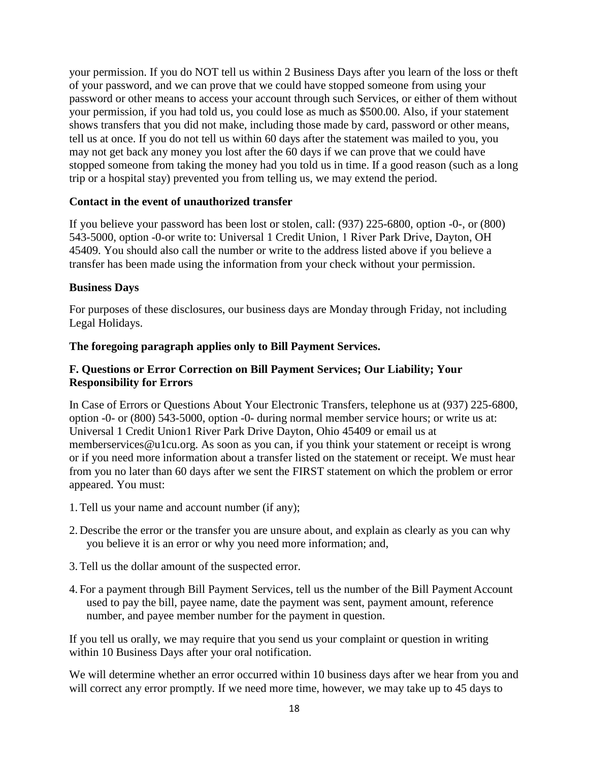your permission. If you do NOT tell us within 2 Business Days after you learn of the loss or theft of your password, and we can prove that we could have stopped someone from using your password or other means to access your account through such Services, or either of them without your permission, if you had told us, you could lose as much as $500.00. Also, if your statement shows transfers that you did not make, including those made by card, password or other means, tell us at once. If you do not tell us within 60 days after the statement was mailed to you, you may not get back any money you lost after the 60 days if we can prove that we could have stopped someone from taking the money had you told us in time. If a good reason (such as a long trip or a hospital stay) prevented you from telling us, we may extend the period.

**Contact in the event of unauthorized transfer**

If you believe your password has been lost or stolen, call: (937) 225-6800, option -0-, or (800) 543-5000, option -0-or write to: Universal 1 Credit Union, 1 River Park Drive, Dayton, OH 45409. You should also call the number or write to the address listed above if you believe a transfer has been made using the information from your check without your permission.

**Business Days**

For purposes of these disclosures, our business days are Monday through Friday, not including Legal Holidays.

**The foregoing paragraph applies only to Bill Payment Services.**

**F. Questions or Error Correction on Bill Payment Services; Our Liability; Your Responsibility for Errors**

In Case of Errors or Questions About Your Electronic Transfers, telephone us at (937) 225-6800, option -0- or (800) 543-5000, option -0- during normal member service hours; or write us at: Universal 1 Credit Union1 River Park Drive Dayton, Ohio 45409 or email us at memberservices@u1cu.org. As soon as you can, if you think your statement or receipt is wrong or if you need more information about a transfer listed on the statement or receipt. We must hear from you no later than 60 days after we sent the FIRST statement on which the problem or error appeared. You must:

1. Tell us your name and account number (if any);
2. Describe the error or the transfer you are unsure about, and explain as clearly as you can why you believe it is an error or why you need more information; and,
3. Tell us the dollar amount of the suspected error.
4. For a payment through Bill Payment Services, tell us the number of the Bill Payment Account used to pay the bill, payee name, date the payment was sent, payment amount, reference number, and payee member number for the payment in question.

If you tell us orally, we may require that you send us your complaint or question in writing within 10 Business Days after your oral notification.

We will determine whether an error occurred within 10 business days after we hear from you and will correct any error promptly. If we need more time, however, we may take up to 45 days to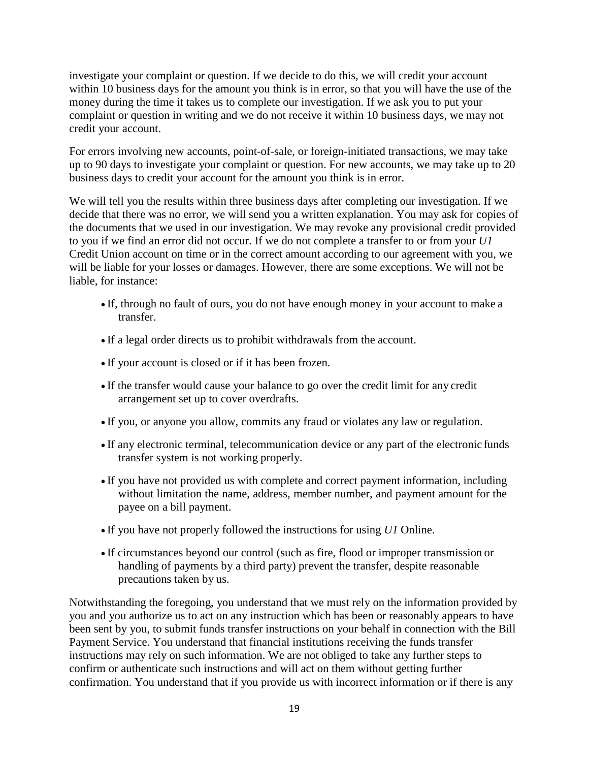investigate your complaint or question. If we decide to do this, we will credit your account within 10 business days for the amount you think is in error, so that you will have the use of the money during the time it takes us to complete our investigation. If we ask you to put your complaint or question in writing and we do not receive it within 10 business days, we may not credit your account.

For errors involving new accounts, point-of-sale, or foreign-initiated transactions, we may take up to 90 days to investigate your complaint or question. For new accounts, we may take up to 20 business days to credit your account for the amount you think is in error.

We will tell you the results within three business days after completing our investigation. If we decide that there was no error, we will send you a written explanation. You may ask for copies of the documents that we used in our investigation. We may revoke any provisional credit provided to you if we find an error did not occur. If we do not complete a transfer to or from your *U1* Credit Union account on time or in the correct amount according to our agreement with you, we will be liable for your losses or damages. However, there are some exceptions. We will not be liable, for instance:

- If, through no fault of ours, you do not have enough money in your account to make a transfer.
- If a legal order directs us to prohibit withdrawals from the account.
- If your account is closed or if it has been frozen.
- If the transfer would cause your balance to go over the credit limit for any credit arrangement set up to cover overdrafts.
- If you, or anyone you allow, commits any fraud or violates any law or regulation.
- If any electronic terminal, telecommunication device or any part of the electronic funds transfer system is not working properly.
- If you have not provided us with complete and correct payment information, including without limitation the name, address, member number, and payment amount for the payee on a bill payment.
- If you have not properly followed the instructions for using *U1* Online.
- If circumstances beyond our control (such as fire, flood or improper transmission or handling of payments by a third party) prevent the transfer, despite reasonable precautions taken by us.

Notwithstanding the foregoing, you understand that we must rely on the information provided by you and you authorize us to act on any instruction which has been or reasonably appears to have been sent by you, to submit funds transfer instructions on your behalf in connection with the Bill Payment Service. You understand that financial institutions receiving the funds transfer instructions may rely on such information. We are not obliged to take any further steps to confirm or authenticate such instructions and will act on them without getting further confirmation. You understand that if you provide us with incorrect information or if there is any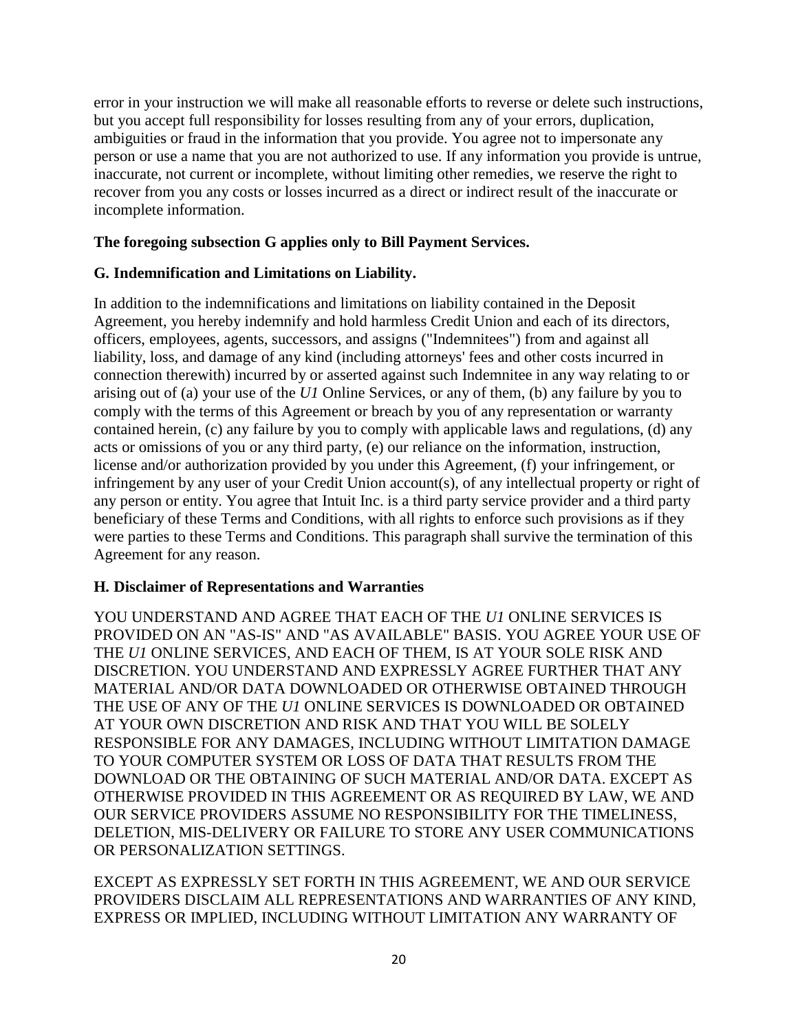error in your instruction we will make all reasonable efforts to reverse or delete such instructions, but you accept full responsibility for losses resulting from any of your errors, duplication, ambiguities or fraud in the information that you provide. You agree not to impersonate any person or use a name that you are not authorized to use. If any information you provide is untrue, inaccurate, not current or incomplete, without limiting other remedies, we reserve the right to recover from you any costs or losses incurred as a direct or indirect result of the inaccurate or incomplete information.

**The foregoing subsection G applies only to Bill Payment Services.**

**G. Indemnification and Limitations on Liability.**

In addition to the indemnifications and limitations on liability contained in the Deposit Agreement, you hereby indemnify and hold harmless Credit Union and each of its directors, officers, employees, agents, successors, and assigns ("Indemnitees") from and against all liability, loss, and damage of any kind (including attorneys' fees and other costs incurred in connection therewith) incurred by or asserted against such Indemnitee in any way relating to or arising out of (a) your use of the *U1* Online Services, or any of them, (b) any failure by you to comply with the terms of this Agreement or breach by you of any representation or warranty contained herein, (c) any failure by you to comply with applicable laws and regulations, (d) any acts or omissions of you or any third party, (e) our reliance on the information, instruction, license and/or authorization provided by you under this Agreement, (f) your infringement, or infringement by any user of your Credit Union account(s), of any intellectual property or right of any person or entity. You agree that Intuit Inc. is a third party service provider and a third party beneficiary of these Terms and Conditions, with all rights to enforce such provisions as if they were parties to these Terms and Conditions. This paragraph shall survive the termination of this Agreement for any reason.

**H. Disclaimer of Representations and Warranties**

YOU UNDERSTAND AND AGREE THAT EACH OF THE *U1* ONLINE SERVICES IS PROVIDED ON AN "AS-IS" AND "AS AVAILABLE" BASIS. YOU AGREE YOUR USE OF THE *U1* ONLINE SERVICES, AND EACH OF THEM, IS AT YOUR SOLE RISK AND DISCRETION. YOU UNDERSTAND AND EXPRESSLY AGREE FURTHER THAT ANY MATERIAL AND/OR DATA DOWNLOADED OR OTHERWISE OBTAINED THROUGH THE USE OF ANY OF THE *U1* ONLINE SERVICES IS DOWNLOADED OR OBTAINED AT YOUR OWN DISCRETION AND RISK AND THAT YOU WILL BE SOLELY RESPONSIBLE FOR ANY DAMAGES, INCLUDING WITHOUT LIMITATION DAMAGE TO YOUR COMPUTER SYSTEM OR LOSS OF DATA THAT RESULTS FROM THE DOWNLOAD OR THE OBTAINING OF SUCH MATERIAL AND/OR DATA. EXCEPT AS OTHERWISE PROVIDED IN THIS AGREEMENT OR AS REQUIRED BY LAW, WE AND OUR SERVICE PROVIDERS ASSUME NO RESPONSIBILITY FOR THE TIMELINESS, DELETION, MIS-DELIVERY OR FAILURE TO STORE ANY USER COMMUNICATIONS OR PERSONALIZATION SETTINGS.

EXCEPT AS EXPRESSLY SET FORTH IN THIS AGREEMENT, WE AND OUR SERVICE PROVIDERS DISCLAIM ALL REPRESENTATIONS AND WARRANTIES OF ANY KIND, EXPRESS OR IMPLIED, INCLUDING WITHOUT LIMITATION ANY WARRANTY OF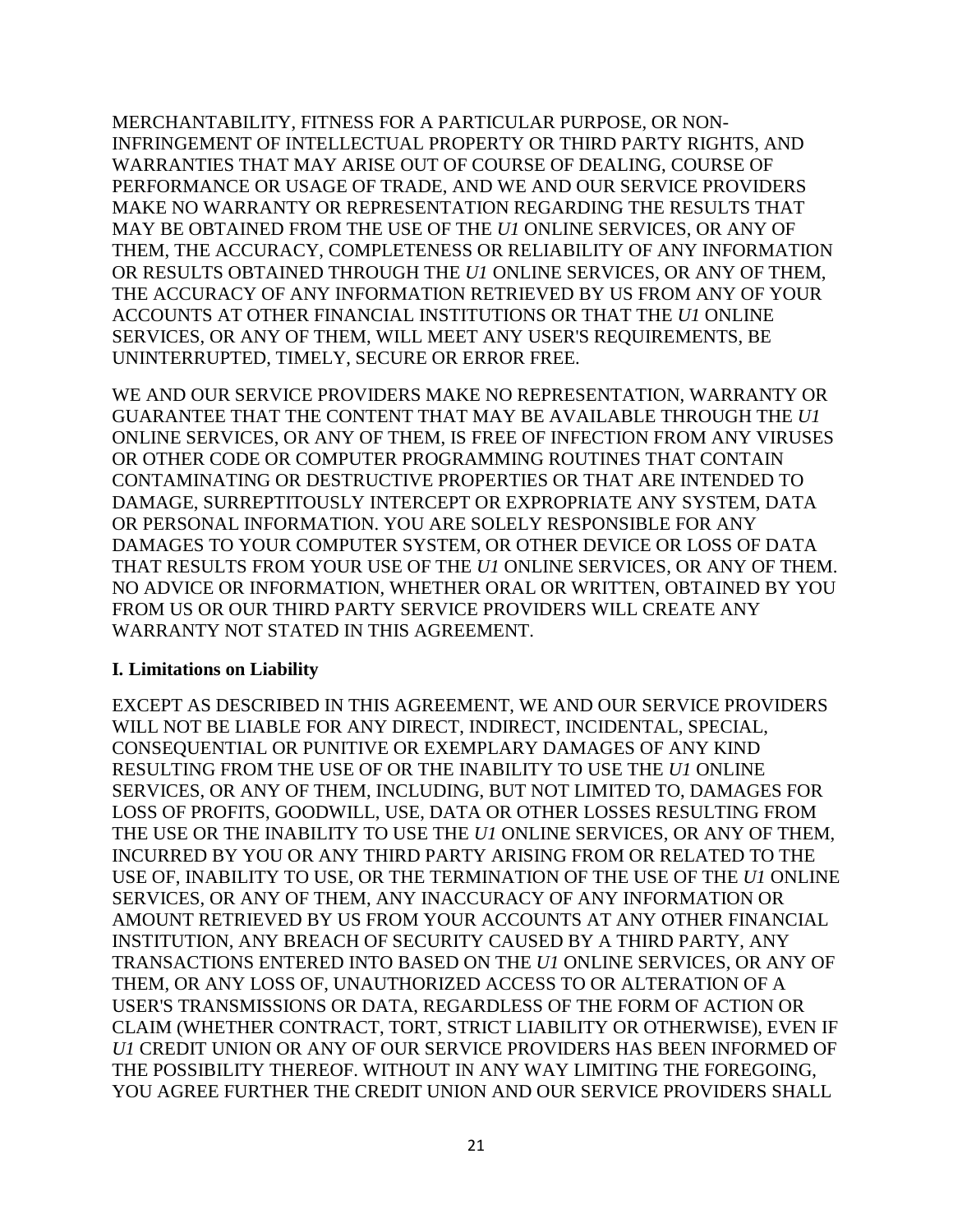MERCHANTABILITY, FITNESS FOR A PARTICULAR PURPOSE, OR NON-INFRINGEMENT OF INTELLECTUAL PROPERTY OR THIRD PARTY RIGHTS, AND WARRANTIES THAT MAY ARISE OUT OF COURSE OF DEALING, COURSE OF PERFORMANCE OR USAGE OF TRADE, AND WE AND OUR SERVICE PROVIDERS MAKE NO WARRANTY OR REPRESENTATION REGARDING THE RESULTS THAT MAY BE OBTAINED FROM THE USE OF THE *U1* ONLINE SERVICES, OR ANY OF THEM, THE ACCURACY, COMPLETENESS OR RELIABILITY OF ANY INFORMATION OR RESULTS OBTAINED THROUGH THE *U1* ONLINE SERVICES, OR ANY OF THEM, THE ACCURACY OF ANY INFORMATION RETRIEVED BY US FROM ANY OF YOUR ACCOUNTS AT OTHER FINANCIAL INSTITUTIONS OR THAT THE *U1* ONLINE SERVICES, OR ANY OF THEM, WILL MEET ANY USER'S REQUIREMENTS, BE UNINTERRUPTED, TIMELY, SECURE OR ERROR FREE.

WE AND OUR SERVICE PROVIDERS MAKE NO REPRESENTATION, WARRANTY OR GUARANTEE THAT THE CONTENT THAT MAY BE AVAILABLE THROUGH THE *U1* ONLINE SERVICES, OR ANY OF THEM, IS FREE OF INFECTION FROM ANY VIRUSES OR OTHER CODE OR COMPUTER PROGRAMMING ROUTINES THAT CONTAIN CONTAMINATING OR DESTRUCTIVE PROPERTIES OR THAT ARE INTENDED TO DAMAGE, SURREPTITOUSLY INTERCEPT OR EXPROPRIATE ANY SYSTEM, DATA OR PERSONAL INFORMATION. YOU ARE SOLELY RESPONSIBLE FOR ANY DAMAGES TO YOUR COMPUTER SYSTEM, OR OTHER DEVICE OR LOSS OF DATA THAT RESULTS FROM YOUR USE OF THE *U1* ONLINE SERVICES, OR ANY OF THEM. NO ADVICE OR INFORMATION, WHETHER ORAL OR WRITTEN, OBTAINED BY YOU FROM US OR OUR THIRD PARTY SERVICE PROVIDERS WILL CREATE ANY WARRANTY NOT STATED IN THIS AGREEMENT.

**I. Limitations on Liability**

EXCEPT AS DESCRIBED IN THIS AGREEMENT, WE AND OUR SERVICE PROVIDERS WILL NOT BE LIABLE FOR ANY DIRECT, INDIRECT, INCIDENTAL, SPECIAL, CONSEQUENTIAL OR PUNITIVE OR EXEMPLARY DAMAGES OF ANY KIND RESULTING FROM THE USE OF OR THE INABILITY TO USE THE *U1* ONLINE SERVICES, OR ANY OF THEM, INCLUDING, BUT NOT LIMITED TO, DAMAGES FOR LOSS OF PROFITS, GOODWILL, USE, DATA OR OTHER LOSSES RESULTING FROM THE USE OR THE INABILITY TO USE THE *U1* ONLINE SERVICES, OR ANY OF THEM, INCURRED BY YOU OR ANY THIRD PARTY ARISING FROM OR RELATED TO THE USE OF, INABILITY TO USE, OR THE TERMINATION OF THE USE OF THE *U1* ONLINE SERVICES, OR ANY OF THEM, ANY INACCURACY OF ANY INFORMATION OR AMOUNT RETRIEVED BY US FROM YOUR ACCOUNTS AT ANY OTHER FINANCIAL INSTITUTION, ANY BREACH OF SECURITY CAUSED BY A THIRD PARTY, ANY TRANSACTIONS ENTERED INTO BASED ON THE *U1* ONLINE SERVICES, OR ANY OF THEM, OR ANY LOSS OF, UNAUTHORIZED ACCESS TO OR ALTERATION OF A USER'S TRANSMISSIONS OR DATA, REGARDLESS OF THE FORM OF ACTION OR CLAIM (WHETHER CONTRACT, TORT, STRICT LIABILITY OR OTHERWISE), EVEN IF *U1* CREDIT UNION OR ANY OF OUR SERVICE PROVIDERS HAS BEEN INFORMED OF THE POSSIBILITY THEREOF. WITHOUT IN ANY WAY LIMITING THE FOREGOING, YOU AGREE FURTHER THE CREDIT UNION AND OUR SERVICE PROVIDERS SHALL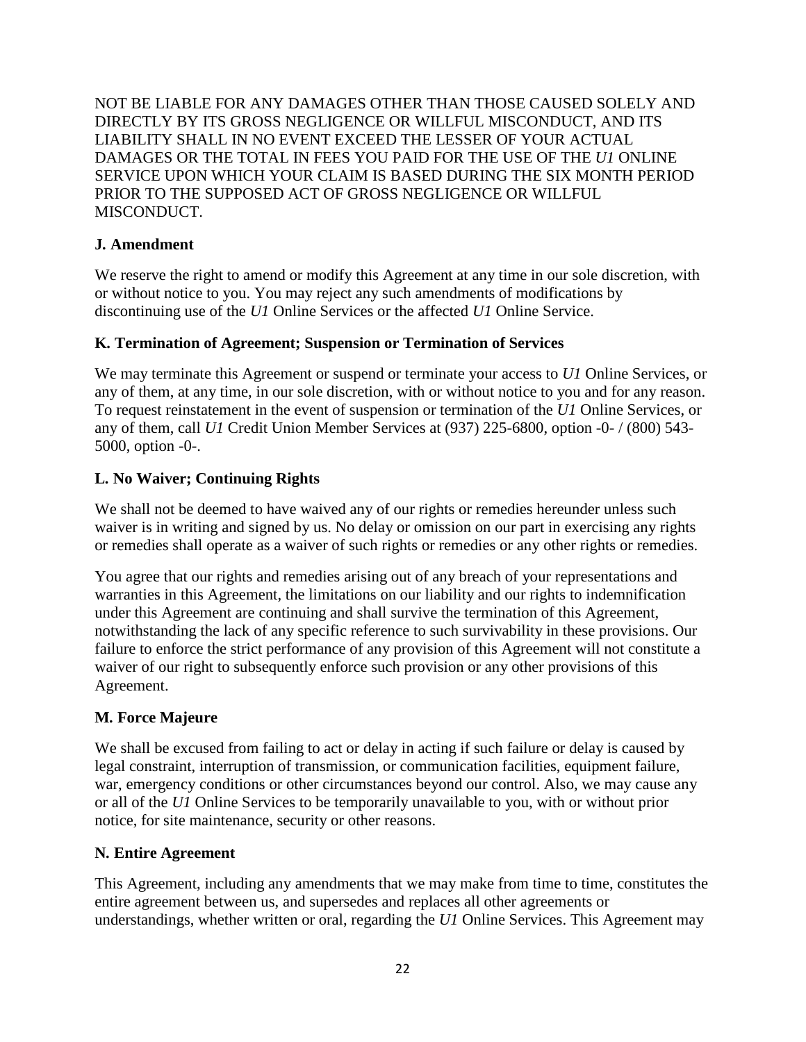NOT BE LIABLE FOR ANY DAMAGES OTHER THAN THOSE CAUSED SOLELY AND DIRECTLY BY ITS GROSS NEGLIGENCE OR WILLFUL MISCONDUCT, AND ITS LIABILITY SHALL IN NO EVENT EXCEED THE LESSER OF YOUR ACTUAL DAMAGES OR THE TOTAL IN FEES YOU PAID FOR THE USE OF THE *U1* ONLINE SERVICE UPON WHICH YOUR CLAIM IS BASED DURING THE SIX MONTH PERIOD PRIOR TO THE SUPPOSED ACT OF GROSS NEGLIGENCE OR WILLFUL MISCONDUCT.

**J. Amendment**

We reserve the right to amend or modify this Agreement at any time in our sole discretion, with or without notice to you. You may reject any such amendments of modifications by discontinuing use of the *U1* Online Services or the affected *U1* Online Service.

**K. Termination of Agreement; Suspension or Termination of Services**

We may terminate this Agreement or suspend or terminate your access to *U1* Online Services, or any of them, at any time, in our sole discretion, with or without notice to you and for any reason. To request reinstatement in the event of suspension or termination of the *U1* Online Services, or any of them, call *U1* Credit Union Member Services at (937) 225-6800, option -0- / (800) 543-5000, option -0-.

**L. No Waiver; Continuing Rights**

We shall not be deemed to have waived any of our rights or remedies hereunder unless such waiver is in writing and signed by us. No delay or omission on our part in exercising any rights or remedies shall operate as a waiver of such rights or remedies or any other rights or remedies.

You agree that our rights and remedies arising out of any breach of your representations and warranties in this Agreement, the limitations on our liability and our rights to indemnification under this Agreement are continuing and shall survive the termination of this Agreement, notwithstanding the lack of any specific reference to such survivability in these provisions. Our failure to enforce the strict performance of any provision of this Agreement will not constitute a waiver of our right to subsequently enforce such provision or any other provisions of this Agreement.

**M. Force Majeure**

We shall be excused from failing to act or delay in acting if such failure or delay is caused by legal constraint, interruption of transmission, or communication facilities, equipment failure, war, emergency conditions or other circumstances beyond our control. Also, we may cause any or all of the *U1* Online Services to be temporarily unavailable to you, with or without prior notice, for site maintenance, security or other reasons.

**N. Entire Agreement**

This Agreement, including any amendments that we may make from time to time, constitutes the entire agreement between us, and supersedes and replaces all other agreements or understandings, whether written or oral, regarding the *U1* Online Services. This Agreement may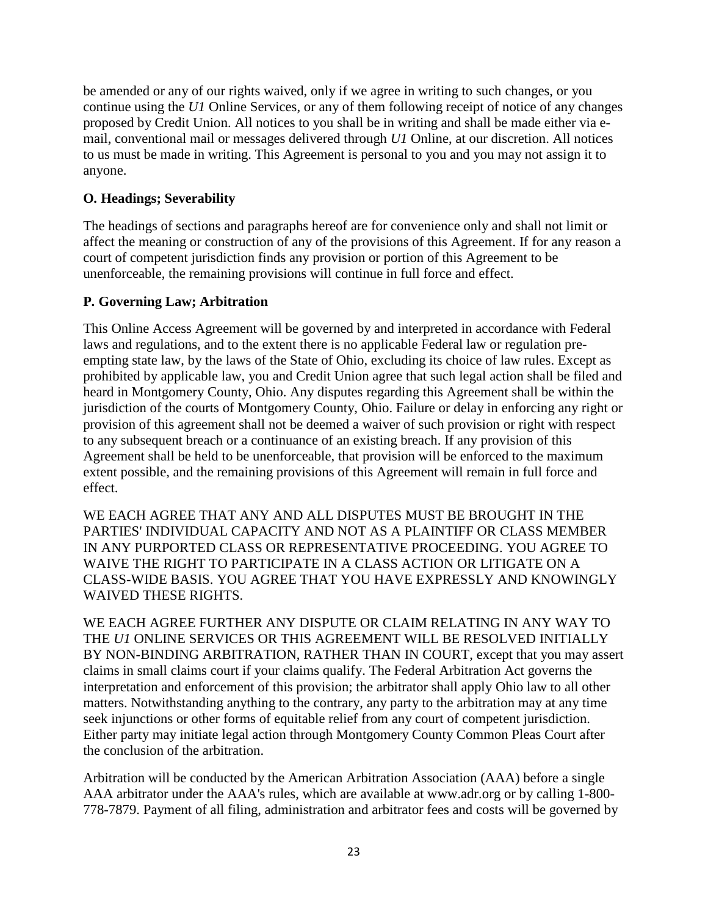be amended or any of our rights waived, only if we agree in writing to such changes, or you continue using the *U1* Online Services, or any of them following receipt of notice of any changes proposed by Credit Union. All notices to you shall be in writing and shall be made either via e-mail, conventional mail or messages delivered through *U1* Online, at our discretion. All notices to us must be made in writing. This Agreement is personal to you and you may not assign it to anyone.

### O. Headings; Severability

The headings of sections and paragraphs hereof are for convenience only and shall not limit or affect the meaning or construction of any of the provisions of this Agreement. If for any reason a court of competent jurisdiction finds any provision or portion of this Agreement to be unenforceable, the remaining provisions will continue in full force and effect.

### P. Governing Law; Arbitration

This Online Access Agreement will be governed by and interpreted in accordance with Federal laws and regulations, and to the extent there is no applicable Federal law or regulation pre-empting state law, by the laws of the State of Ohio, excluding its choice of law rules. Except as prohibited by applicable law, you and Credit Union agree that such legal action shall be filed and heard in Montgomery County, Ohio. Any disputes regarding this Agreement shall be within the jurisdiction of the courts of Montgomery County, Ohio. Failure or delay in enforcing any right or provision of this agreement shall not be deemed a waiver of such provision or right with respect to any subsequent breach or a continuance of an existing breach. If any provision of this Agreement shall be held to be unenforceable, that provision will be enforced to the maximum extent possible, and the remaining provisions of this Agreement will remain in full force and effect.

WE EACH AGREE THAT ANY AND ALL DISPUTES MUST BE BROUGHT IN THE PARTIES' INDIVIDUAL CAPACITY AND NOT AS A PLAINTIFF OR CLASS MEMBER IN ANY PURPORTED CLASS OR REPRESENTATIVE PROCEEDING. YOU AGREE TO WAIVE THE RIGHT TO PARTICIPATE IN A CLASS ACTION OR LITIGATE ON A CLASS-WIDE BASIS. YOU AGREE THAT YOU HAVE EXPRESSLY AND KNOWINGLY WAIVED THESE RIGHTS.

WE EACH AGREE FURTHER ANY DISPUTE OR CLAIM RELATING IN ANY WAY TO THE *U1* ONLINE SERVICES OR THIS AGREEMENT WILL BE RESOLVED INITIALLY BY NON-BINDING ARBITRATION, RATHER THAN IN COURT, except that you may assert claims in small claims court if your claims qualify. The Federal Arbitration Act governs the interpretation and enforcement of this provision; the arbitrator shall apply Ohio law to all other matters. Notwithstanding anything to the contrary, any party to the arbitration may at any time seek injunctions or other forms of equitable relief from any court of competent jurisdiction. Either party may initiate legal action through Montgomery County Common Pleas Court after the conclusion of the arbitration.

Arbitration will be conducted by the American Arbitration Association (AAA) before a single AAA arbitrator under the AAA's rules, which are available at www.adr.org or by calling 1-800-778-7879. Payment of all filing, administration and arbitrator fees and costs will be governed by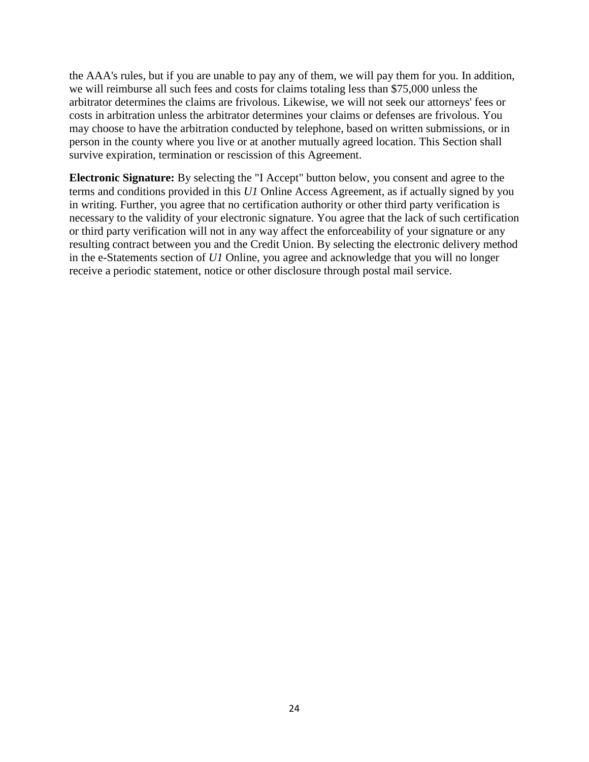the AAA's rules, but if you are unable to pay any of them, we will pay them for you. In addition, we will reimburse all such fees and costs for claims totaling less than $75,000 unless the arbitrator determines the claims are frivolous. Likewise, we will not seek our attorneys' fees or costs in arbitration unless the arbitrator determines your claims or defenses are frivolous. You may choose to have the arbitration conducted by telephone, based on written submissions, or in person in the county where you live or at another mutually agreed location. This Section shall survive expiration, termination or rescission of this Agreement.

**Electronic Signature:** By selecting the "I Accept" button below, you consent and agree to the terms and conditions provided in this *U1* Online Access Agreement, as if actually signed by you in writing. Further, you agree that no certification authority or other third party verification is necessary to the validity of your electronic signature. You agree that the lack of such certification or third party verification will not in any way affect the enforceability of your signature or any resulting contract between you and the Credit Union. By selecting the electronic delivery method in the e-Statements section of *U1* Online, you agree and acknowledge that you will no longer receive a periodic statement, notice or other disclosure through postal mail service.